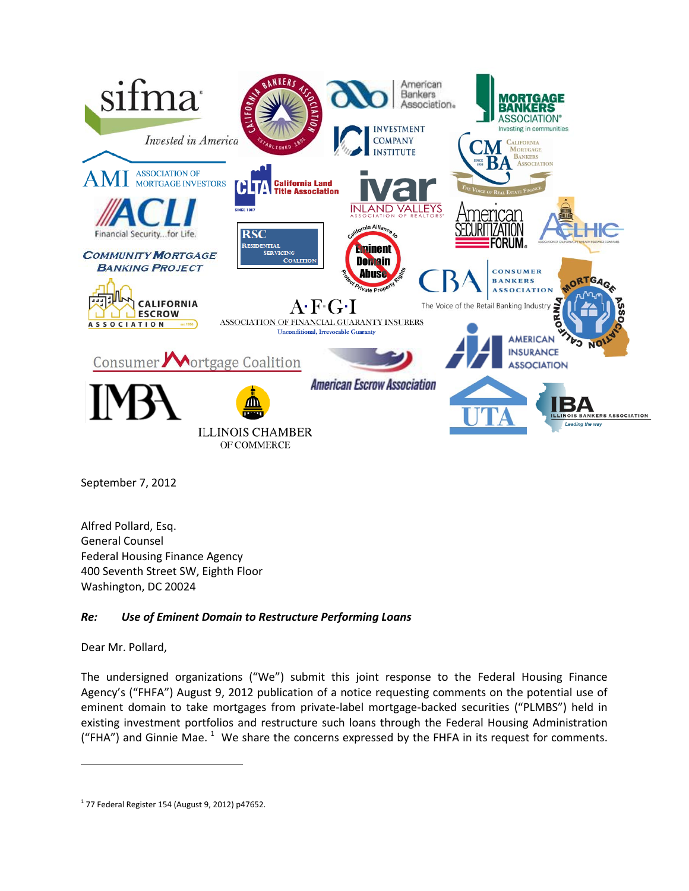September 7, 2012

Alfred Pollard, Esq.
General Counsel
Federal Housing Finance Agency
400 Seventh Street SW, Eighth Floor
Washington, DC 20024

**Re:** ***Use of Eminent Domain to Restructure Performing Loans***

Dear Mr. Pollard,

The undersigned organizations ("We") submit this joint response to the Federal Housing Finance Agency's ("FHFA") August 9, 2012 publication of a notice requesting comments on the potential use of eminent domain to take mortgages from private-label mortgage-backed securities ("PLMBS") held in existing investment portfolios and restructure such loans through the Federal Housing Administration ("FHA") and Ginnie Mae. [1] We share the concerns expressed by the FHFA in its request for comments.

---

[1] 77 Federal Register 154 (August 9, 2012) p47652.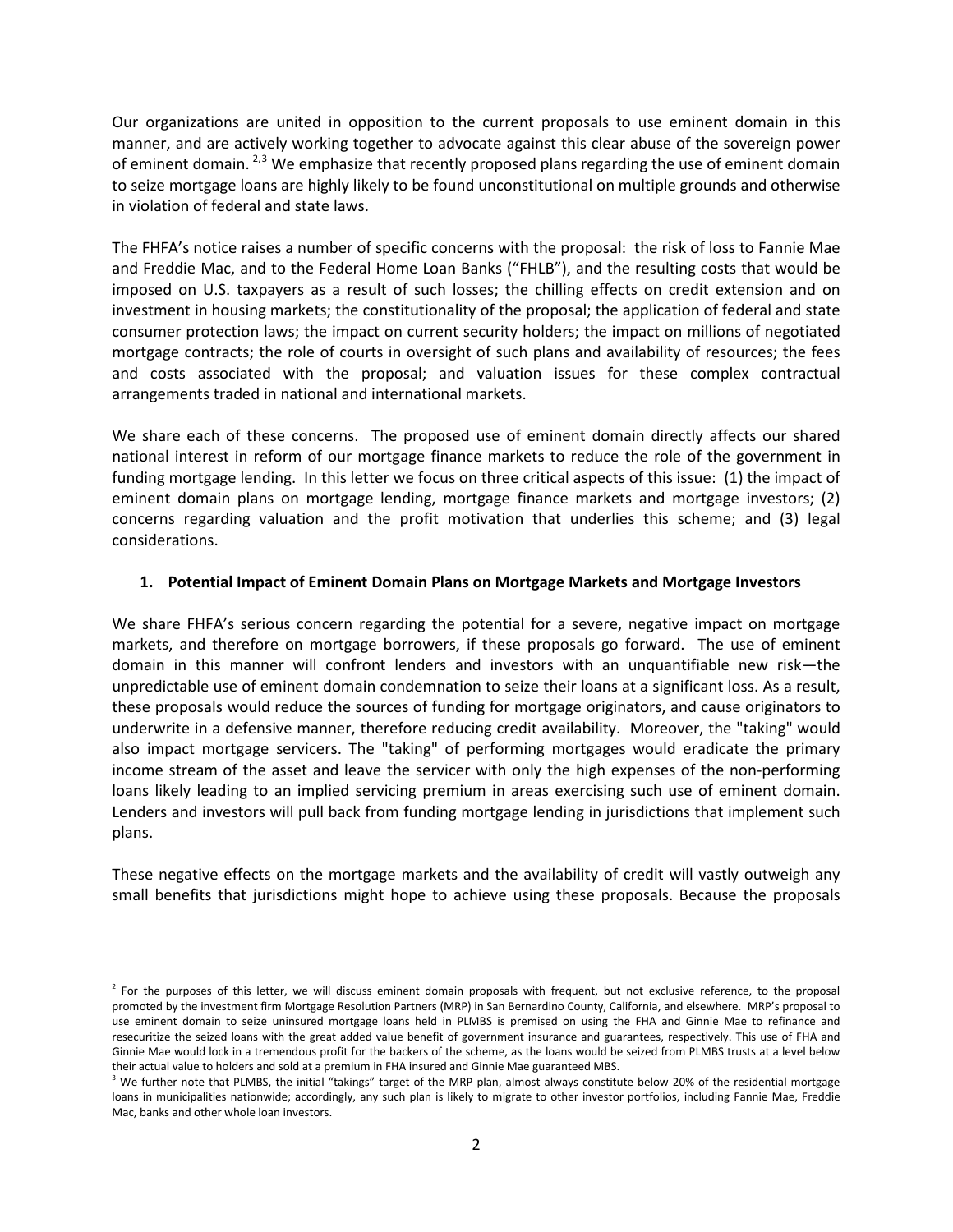Our organizations are united in opposition to the current proposals to use eminent domain in this manner, and are actively working together to advocate against this clear abuse of the sovereign power of eminent domain.[2,3] We emphasize that recently proposed plans regarding the use of eminent domain to seize mortgage loans are highly likely to be found unconstitutional on multiple grounds and otherwise in violation of federal and state laws.

The FHFA's notice raises a number of specific concerns with the proposal: the risk of loss to Fannie Mae and Freddie Mac, and to the Federal Home Loan Banks ("FHLB"), and the resulting costs that would be imposed on U.S. taxpayers as a result of such losses; the chilling effects on credit extension and on investment in housing markets; the constitutionality of the proposal; the application of federal and state consumer protection laws; the impact on current security holders; the impact on millions of negotiated mortgage contracts; the role of courts in oversight of such plans and availability of resources; the fees and costs associated with the proposal; and valuation issues for these complex contractual arrangements traded in national and international markets.

We share each of these concerns. The proposed use of eminent domain directly affects our shared national interest in reform of our mortgage finance markets to reduce the role of the government in funding mortgage lending. In this letter we focus on three critical aspects of this issue: (1) the impact of eminent domain plans on mortgage lending, mortgage finance markets and mortgage investors; (2) concerns regarding valuation and the profit motivation that underlies this scheme; and (3) legal considerations.

### 1. Potential Impact of Eminent Domain Plans on Mortgage Markets and Mortgage Investors

We share FHFA's serious concern regarding the potential for a severe, negative impact on mortgage markets, and therefore on mortgage borrowers, if these proposals go forward. The use of eminent domain in this manner will confront lenders and investors with an unquantifiable new risk—the unpredictable use of eminent domain condemnation to seize their loans at a significant loss. As a result, these proposals would reduce the sources of funding for mortgage originators, and cause originators to underwrite in a defensive manner, therefore reducing credit availability. Moreover, the "taking" would also impact mortgage servicers. The "taking" of performing mortgages would eradicate the primary income stream of the asset and leave the servicer with only the high expenses of the non-performing loans likely leading to an implied servicing premium in areas exercising such use of eminent domain. Lenders and investors will pull back from funding mortgage lending in jurisdictions that implement such plans.

These negative effects on the mortgage markets and the availability of credit will vastly outweigh any small benefits that jurisdictions might hope to achieve using these proposals. Because the proposals

---

[2] For the purposes of this letter, we will discuss eminent domain proposals with frequent, but not exclusive reference, to the proposal promoted by the investment firm Mortgage Resolution Partners (MRP) in San Bernardino County, California, and elsewhere. MRP's proposal to use eminent domain to seize uninsured mortgage loans held in PLMBS is premised on using the FHA and Ginnie Mae to refinance and resecuritize the seized loans with the great added value benefit of government insurance and guarantees, respectively. This use of FHA and Ginnie Mae would lock in a tremendous profit for the backers of the scheme, as the loans would be seized from PLMBS trusts at a level below their actual value to holders and sold at a premium in FHA insured and Ginnie Mae guaranteed MBS.

[3] We further note that PLMBS, the initial "takings" target of the MRP plan, almost always constitute below 20% of the residential mortgage loans in municipalities nationwide; accordingly, any such plan is likely to migrate to other investor portfolios, including Fannie Mae, Freddie Mac, banks and other whole loan investors.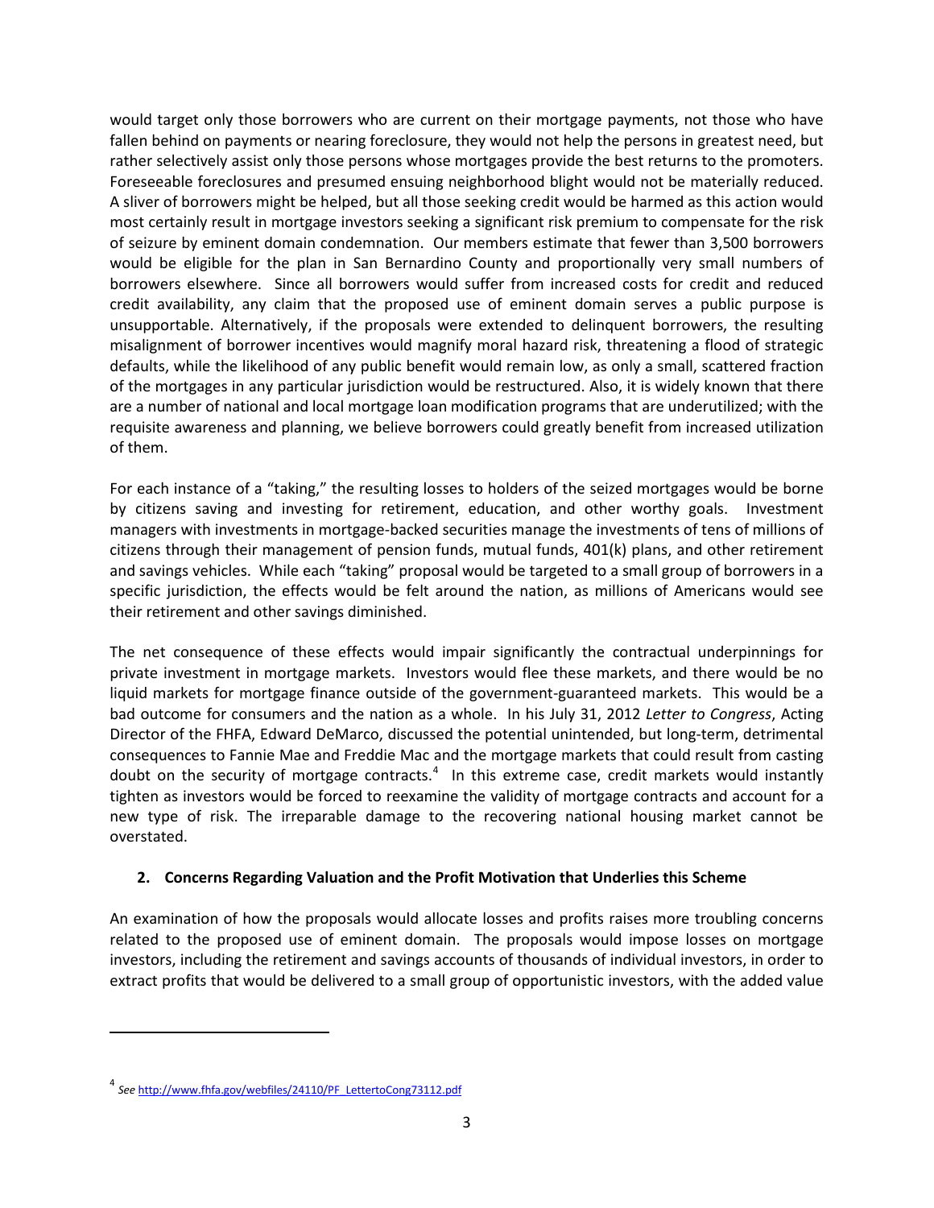would target only those borrowers who are current on their mortgage payments, not those who have fallen behind on payments or nearing foreclosure, they would not help the persons in greatest need, but rather selectively assist only those persons whose mortgages provide the best returns to the promoters. Foreseeable foreclosures and presumed ensuing neighborhood blight would not be materially reduced. A sliver of borrowers might be helped, but all those seeking credit would be harmed as this action would most certainly result in mortgage investors seeking a significant risk premium to compensate for the risk of seizure by eminent domain condemnation. Our members estimate that fewer than 3,500 borrowers would be eligible for the plan in San Bernardino County and proportionally very small numbers of borrowers elsewhere. Since all borrowers would suffer from increased costs for credit and reduced credit availability, any claim that the proposed use of eminent domain serves a public purpose is unsupportable. Alternatively, if the proposals were extended to delinquent borrowers, the resulting misalignment of borrower incentives would magnify moral hazard risk, threatening a flood of strategic defaults, while the likelihood of any public benefit would remain low, as only a small, scattered fraction of the mortgages in any particular jurisdiction would be restructured. Also, it is widely known that there are a number of national and local mortgage loan modification programs that are underutilized; with the requisite awareness and planning, we believe borrowers could greatly benefit from increased utilization of them.

For each instance of a "taking," the resulting losses to holders of the seized mortgages would be borne by citizens saving and investing for retirement, education, and other worthy goals. Investment managers with investments in mortgage-backed securities manage the investments of tens of millions of citizens through their management of pension funds, mutual funds, 401(k) plans, and other retirement and savings vehicles. While each "taking" proposal would be targeted to a small group of borrowers in a specific jurisdiction, the effects would be felt around the nation, as millions of Americans would see their retirement and other savings diminished.

The net consequence of these effects would impair significantly the contractual underpinnings for private investment in mortgage markets. Investors would flee these markets, and there would be no liquid markets for mortgage finance outside of the government-guaranteed markets. This would be a bad outcome for consumers and the nation as a whole. In his July 31, 2012 *Letter to Congress*, Acting Director of the FHFA, Edward DeMarco, discussed the potential unintended, but long-term, detrimental consequences to Fannie Mae and Freddie Mac and the mortgage markets that could result from casting doubt on the security of mortgage contracts.[4] In this extreme case, credit markets would instantly tighten as investors would be forced to reexamine the validity of mortgage contracts and account for a new type of risk. The irreparable damage to the recovering national housing market cannot be overstated.

## 2. Concerns Regarding Valuation and the Profit Motivation that Underlies this Scheme

An examination of how the proposals would allocate losses and profits raises more troubling concerns related to the proposed use of eminent domain. The proposals would impose losses on mortgage investors, including the retirement and savings accounts of thousands of individual investors, in order to extract profits that would be delivered to a small group of opportunistic investors, with the added value

---

[4] *See* http://www.fhfa.gov/webfiles/24110/PF_LettertoCong73112.pdf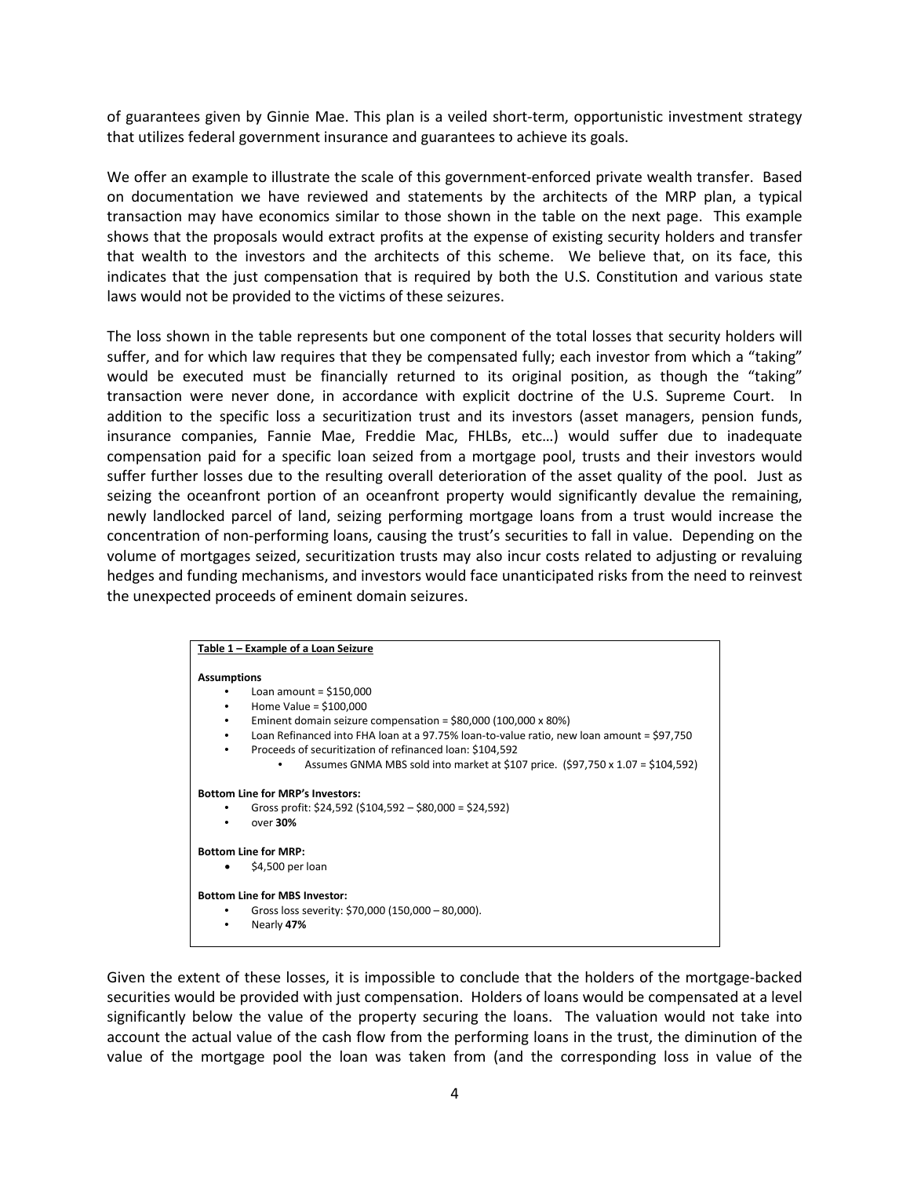of guarantees given by Ginnie Mae. This plan is a veiled short-term, opportunistic investment strategy that utilizes federal government insurance and guarantees to achieve its goals.

We offer an example to illustrate the scale of this government-enforced private wealth transfer. Based on documentation we have reviewed and statements by the architects of the MRP plan, a typical transaction may have economics similar to those shown in the table on the next page. This example shows that the proposals would extract profits at the expense of existing security holders and transfer that wealth to the investors and the architects of this scheme. We believe that, on its face, this indicates that the just compensation that is required by both the U.S. Constitution and various state laws would not be provided to the victims of these seizures.

The loss shown in the table represents but one component of the total losses that security holders will suffer, and for which law requires that they be compensated fully; each investor from which a "taking" would be executed must be financially returned to its original position, as though the "taking" transaction were never done, in accordance with explicit doctrine of the U.S. Supreme Court. In addition to the specific loss a securitization trust and its investors (asset managers, pension funds, insurance companies, Fannie Mae, Freddie Mac, FHLBs, etc…) would suffer due to inadequate compensation paid for a specific loan seized from a mortgage pool, trusts and their investors would suffer further losses due to the resulting overall deterioration of the asset quality of the pool. Just as seizing the oceanfront portion of an oceanfront property would significantly devalue the remaining, newly landlocked parcel of land, seizing performing mortgage loans from a trust would increase the concentration of non-performing loans, causing the trust's securities to fall in value. Depending on the volume of mortgages seized, securitization trusts may also incur costs related to adjusting or revaluing hedges and funding mechanisms, and investors would face unanticipated risks from the need to reinvest the unexpected proceeds of eminent domain seizures.

**Table 1 – Example of a Loan Seizure**

**Assumptions**

- Loan amount = $150,000
- Home Value = $100,000
- Eminent domain seizure compensation = $80,000 (100,000 x 80%)
- Loan Refinanced into FHA loan at a 97.75% loan-to-value ratio, new loan amount = $97,750
- Proceeds of securitization of refinanced loan: $104,592
    - Assumes GNMA MBS sold into market at $107 price. ($97,750 x 1.07 = $104,592)

**Bottom Line for MRP's Investors:**

- Gross profit: $24,592 ($104,592 – $80,000 = $24,592)
- over **30%**

**Bottom Line for MRP:**

- $4,500 per loan

**Bottom Line for MBS Investor:**

- Gross loss severity: $70,000 (150,000 – 80,000).
- Nearly **47%**

Given the extent of these losses, it is impossible to conclude that the holders of the mortgage-backed securities would be provided with just compensation. Holders of loans would be compensated at a level significantly below the value of the property securing the loans. The valuation would not take into account the actual value of the cash flow from the performing loans in the trust, the diminution of the value of the mortgage pool the loan was taken from (and the corresponding loss in value of the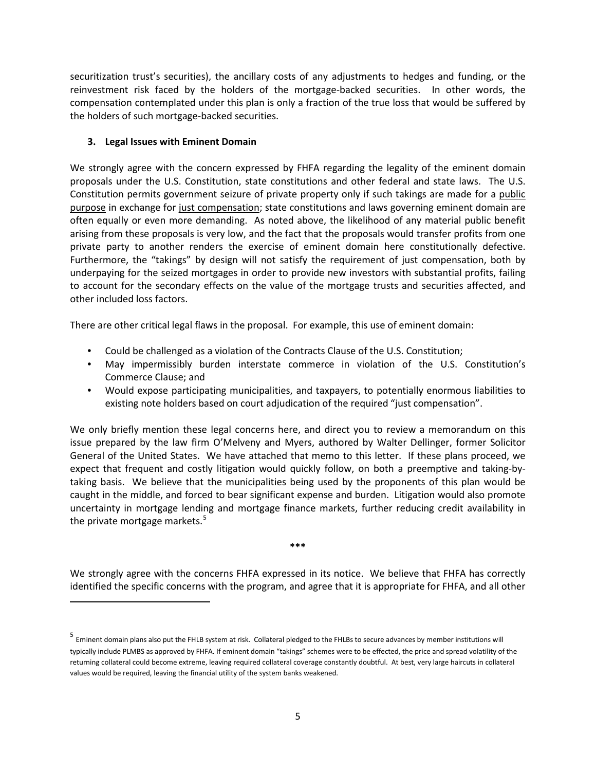securitization trust's securities), the ancillary costs of any adjustments to hedges and funding, or the reinvestment risk faced by the holders of the mortgage-backed securities. In other words, the compensation contemplated under this plan is only a fraction of the true loss that would be suffered by the holders of such mortgage-backed securities.

### 3. Legal Issues with Eminent Domain

We strongly agree with the concern expressed by FHFA regarding the legality of the eminent domain proposals under the U.S. Constitution, state constitutions and other federal and state laws. The U.S. Constitution permits government seizure of private property only if such takings are made for a public purpose in exchange for just compensation; state constitutions and laws governing eminent domain are often equally or even more demanding. As noted above, the likelihood of any material public benefit arising from these proposals is very low, and the fact that the proposals would transfer profits from one private party to another renders the exercise of eminent domain here constitutionally defective. Furthermore, the "takings" by design will not satisfy the requirement of just compensation, both by underpaying for the seized mortgages in order to provide new investors with substantial profits, failing to account for the secondary effects on the value of the mortgage trusts and securities affected, and other included loss factors.

There are other critical legal flaws in the proposal. For example, this use of eminent domain:

- Could be challenged as a violation of the Contracts Clause of the U.S. Constitution;
- May impermissibly burden interstate commerce in violation of the U.S. Constitution's Commerce Clause; and
- Would expose participating municipalities, and taxpayers, to potentially enormous liabilities to existing note holders based on court adjudication of the required "just compensation".

We only briefly mention these legal concerns here, and direct you to review a memorandum on this issue prepared by the law firm O'Melveny and Myers, authored by Walter Dellinger, former Solicitor General of the United States. We have attached that memo to this letter. If these plans proceed, we expect that frequent and costly litigation would quickly follow, on both a preemptive and taking-by-taking basis. We believe that the municipalities being used by the proponents of this plan would be caught in the middle, and forced to bear significant expense and burden. Litigation would also promote uncertainty in mortgage lending and mortgage finance markets, further reducing credit availability in the private mortgage markets.[5]

***

We strongly agree with the concerns FHFA expressed in its notice. We believe that FHFA has correctly identified the specific concerns with the program, and agree that it is appropriate for FHFA, and all other

---

[5] Eminent domain plans also put the FHLB system at risk. Collateral pledged to the FHLBs to secure advances by member institutions will typically include PLMBS as approved by FHFA. If eminent domain "takings" schemes were to be effected, the price and spread volatility of the returning collateral could become extreme, leaving required collateral coverage constantly doubtful. At best, very large haircuts in collateral values would be required, leaving the financial utility of the system banks weakened.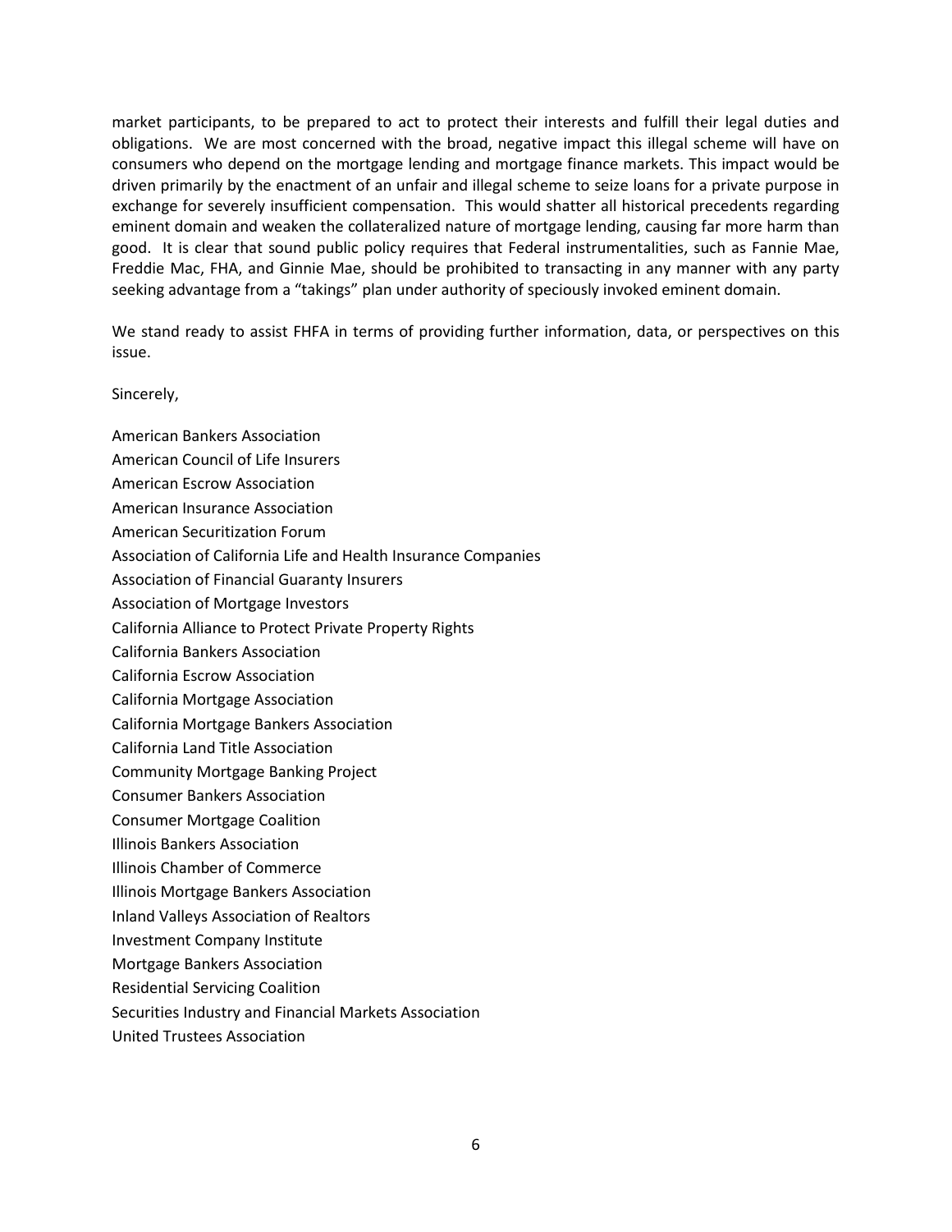market participants, to be prepared to act to protect their interests and fulfill their legal duties and obligations. We are most concerned with the broad, negative impact this illegal scheme will have on consumers who depend on the mortgage lending and mortgage finance markets. This impact would be driven primarily by the enactment of an unfair and illegal scheme to seize loans for a private purpose in exchange for severely insufficient compensation. This would shatter all historical precedents regarding eminent domain and weaken the collateralized nature of mortgage lending, causing far more harm than good. It is clear that sound public policy requires that Federal instrumentalities, such as Fannie Mae, Freddie Mac, FHA, and Ginnie Mae, should be prohibited to transacting in any manner with any party seeking advantage from a "takings" plan under authority of speciously invoked eminent domain.

We stand ready to assist FHFA in terms of providing further information, data, or perspectives on this issue.

Sincerely,

American Bankers Association
American Council of Life Insurers
American Escrow Association
American Insurance Association
American Securitization Forum
Association of California Life and Health Insurance Companies
Association of Financial Guaranty Insurers
Association of Mortgage Investors
California Alliance to Protect Private Property Rights
California Bankers Association
California Escrow Association
California Mortgage Association
California Mortgage Bankers Association
California Land Title Association
Community Mortgage Banking Project
Consumer Bankers Association
Consumer Mortgage Coalition
Illinois Bankers Association
Illinois Chamber of Commerce
Illinois Mortgage Bankers Association
Inland Valleys Association of Realtors
Investment Company Institute
Mortgage Bankers Association
Residential Servicing Coalition
Securities Industry and Financial Markets Association
United Trustees Association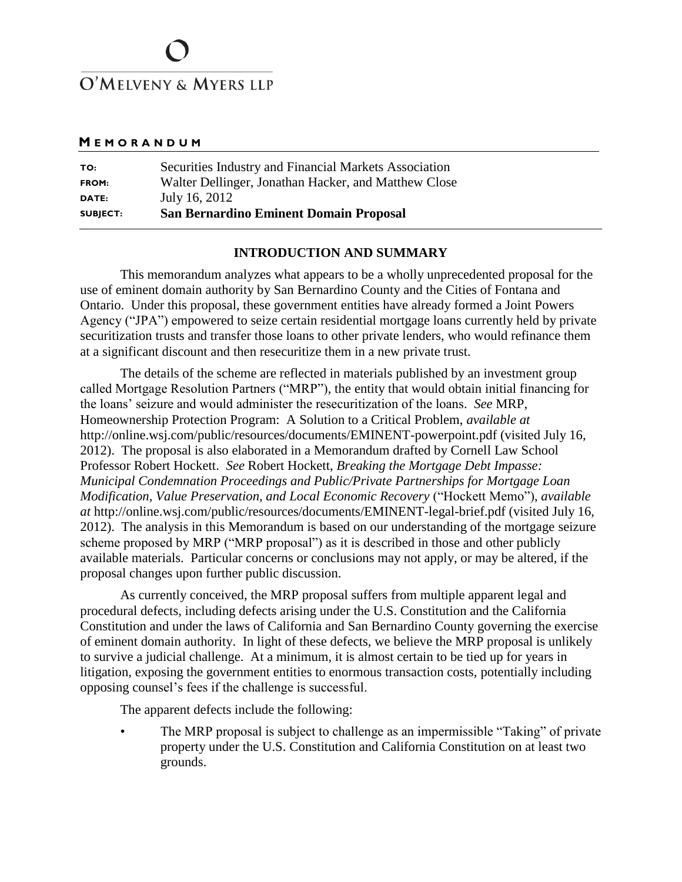O'MELVENY & MYERS LLP

**MEMORANDUM**

| | |
|---|---|
| **TO:** | Securities Industry and Financial Markets Association |
| **FROM:** | Walter Dellinger, Jonathan Hacker, and Matthew Close |
| **DATE:** | July 16, 2012 |
| **SUBJECT:** | **San Bernardino Eminent Domain Proposal** |

## INTRODUCTION AND SUMMARY

This memorandum analyzes what appears to be a wholly unprecedented proposal for the use of eminent domain authority by San Bernardino County and the Cities of Fontana and Ontario. Under this proposal, these government entities have already formed a Joint Powers Agency ("JPA") empowered to seize certain residential mortgage loans currently held by private securitization trusts and transfer those loans to other private lenders, who would refinance them at a significant discount and then resecuritize them in a new private trust.

The details of the scheme are reflected in materials published by an investment group called Mortgage Resolution Partners ("MRP"), the entity that would obtain initial financing for the loans' seizure and would administer the resecuritization of the loans. *See* MRP, Homeownership Protection Program: A Solution to a Critical Problem, *available at* http://online.wsj.com/public/resources/documents/EMINENT-powerpoint.pdf (visited July 16, 2012). The proposal is also elaborated in a Memorandum drafted by Cornell Law School Professor Robert Hockett. *See* Robert Hockett, *Breaking the Mortgage Debt Impasse: Municipal Condemnation Proceedings and Public/Private Partnerships for Mortgage Loan Modification, Value Preservation, and Local Economic Recovery* ("Hockett Memo"), *available at* http://online.wsj.com/public/resources/documents/EMINENT-legal-brief.pdf (visited July 16, 2012). The analysis in this Memorandum is based on our understanding of the mortgage seizure scheme proposed by MRP ("MRP proposal") as it is described in those and other publicly available materials. Particular concerns or conclusions may not apply, or may be altered, if the proposal changes upon further public discussion.

As currently conceived, the MRP proposal suffers from multiple apparent legal and procedural defects, including defects arising under the U.S. Constitution and the California Constitution and under the laws of California and San Bernardino County governing the exercise of eminent domain authority. In light of these defects, we believe the MRP proposal is unlikely to survive a judicial challenge. At a minimum, it is almost certain to be tied up for years in litigation, exposing the government entities to enormous transaction costs, potentially including opposing counsel's fees if the challenge is successful.

The apparent defects include the following:

- The MRP proposal is subject to challenge as an impermissible "Taking" of private property under the U.S. Constitution and California Constitution on at least two grounds.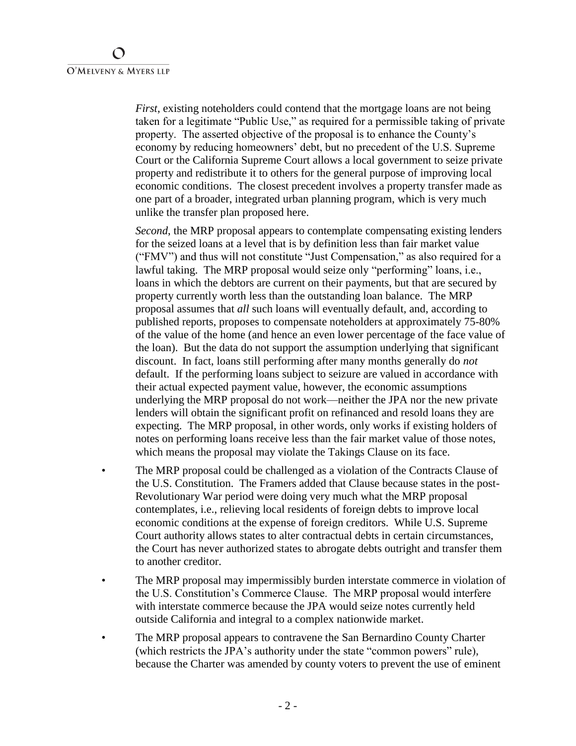*First*, existing noteholders could contend that the mortgage loans are not being taken for a legitimate "Public Use," as required for a permissible taking of private property. The asserted objective of the proposal is to enhance the County's economy by reducing homeowners' debt, but no precedent of the U.S. Supreme Court or the California Supreme Court allows a local government to seize private property and redistribute it to others for the general purpose of improving local economic conditions. The closest precedent involves a property transfer made as one part of a broader, integrated urban planning program, which is very much unlike the transfer plan proposed here.

*Second*, the MRP proposal appears to contemplate compensating existing lenders for the seized loans at a level that is by definition less than fair market value ("FMV") and thus will not constitute "Just Compensation," as also required for a lawful taking. The MRP proposal would seize only "performing" loans, i.e., loans in which the debtors are current on their payments, but that are secured by property currently worth less than the outstanding loan balance. The MRP proposal assumes that *all* such loans will eventually default, and, according to published reports, proposes to compensate noteholders at approximately 75-80% of the value of the home (and hence an even lower percentage of the face value of the loan). But the data do not support the assumption underlying that significant discount. In fact, loans still performing after many months generally do *not* default. If the performing loans subject to seizure are valued in accordance with their actual expected payment value, however, the economic assumptions underlying the MRP proposal do not work—neither the JPA nor the new private lenders will obtain the significant profit on refinanced and resold loans they are expecting. The MRP proposal, in other words, only works if existing holders of notes on performing loans receive less than the fair market value of those notes, which means the proposal may violate the Takings Clause on its face.

- The MRP proposal could be challenged as a violation of the Contracts Clause of the U.S. Constitution. The Framers added that Clause because states in the post-Revolutionary War period were doing very much what the MRP proposal contemplates, i.e., relieving local residents of foreign debts to improve local economic conditions at the expense of foreign creditors. While U.S. Supreme Court authority allows states to alter contractual debts in certain circumstances, the Court has never authorized states to abrogate debts outright and transfer them to another creditor.
- The MRP proposal may impermissibly burden interstate commerce in violation of the U.S. Constitution's Commerce Clause. The MRP proposal would interfere with interstate commerce because the JPA would seize notes currently held outside California and integral to a complex nationwide market.
- The MRP proposal appears to contravene the San Bernardino County Charter (which restricts the JPA's authority under the state "common powers" rule), because the Charter was amended by county voters to prevent the use of eminent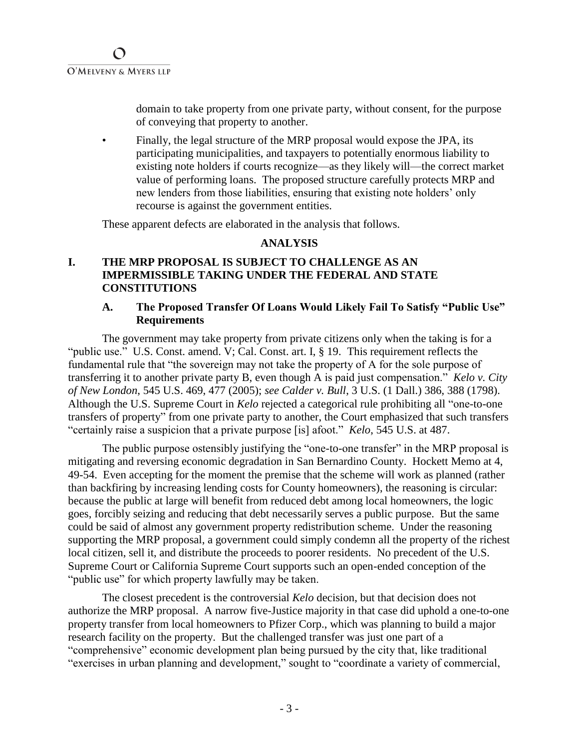domain to take property from one private party, without consent, for the purpose of conveying that property to another.

- Finally, the legal structure of the MRP proposal would expose the JPA, its participating municipalities, and taxpayers to potentially enormous liability to existing note holders if courts recognize—as they likely will—the correct market value of performing loans. The proposed structure carefully protects MRP and new lenders from those liabilities, ensuring that existing note holders' only recourse is against the government entities.

These apparent defects are elaborated in the analysis that follows.

## ANALYSIS

### I. THE MRP PROPOSAL IS SUBJECT TO CHALLENGE AS AN IMPERMISSIBLE TAKING UNDER THE FEDERAL AND STATE CONSTITUTIONS

#### A. The Proposed Transfer Of Loans Would Likely Fail To Satisfy "Public Use" Requirements

The government may take property from private citizens only when the taking is for a "public use." U.S. Const. amend. V; Cal. Const. art. I, § 19. This requirement reflects the fundamental rule that "the sovereign may not take the property of A for the sole purpose of transferring it to another private party B, even though A is paid just compensation." *Kelo v. City of New London*, 545 U.S. 469, 477 (2005); *see Calder v. Bull*, 3 U.S. (1 Dall.) 386, 388 (1798). Although the U.S. Supreme Court in *Kelo* rejected a categorical rule prohibiting all "one-to-one transfers of property" from one private party to another, the Court emphasized that such transfers "certainly raise a suspicion that a private purpose [is] afoot." *Kelo*, 545 U.S. at 487.

The public purpose ostensibly justifying the "one-to-one transfer" in the MRP proposal is mitigating and reversing economic degradation in San Bernardino County. Hockett Memo at 4, 49-54. Even accepting for the moment the premise that the scheme will work as planned (rather than backfiring by increasing lending costs for County homeowners), the reasoning is circular: because the public at large will benefit from reduced debt among local homeowners, the logic goes, forcibly seizing and reducing that debt necessarily serves a public purpose. But the same could be said of almost any government property redistribution scheme. Under the reasoning supporting the MRP proposal, a government could simply condemn all the property of the richest local citizen, sell it, and distribute the proceeds to poorer residents. No precedent of the U.S. Supreme Court or California Supreme Court supports such an open-ended conception of the "public use" for which property lawfully may be taken.

The closest precedent is the controversial *Kelo* decision, but that decision does not authorize the MRP proposal. A narrow five-Justice majority in that case did uphold a one-to-one property transfer from local homeowners to Pfizer Corp., which was planning to build a major research facility on the property. But the challenged transfer was just one part of a "comprehensive" economic development plan being pursued by the city that, like traditional "exercises in urban planning and development," sought to "coordinate a variety of commercial,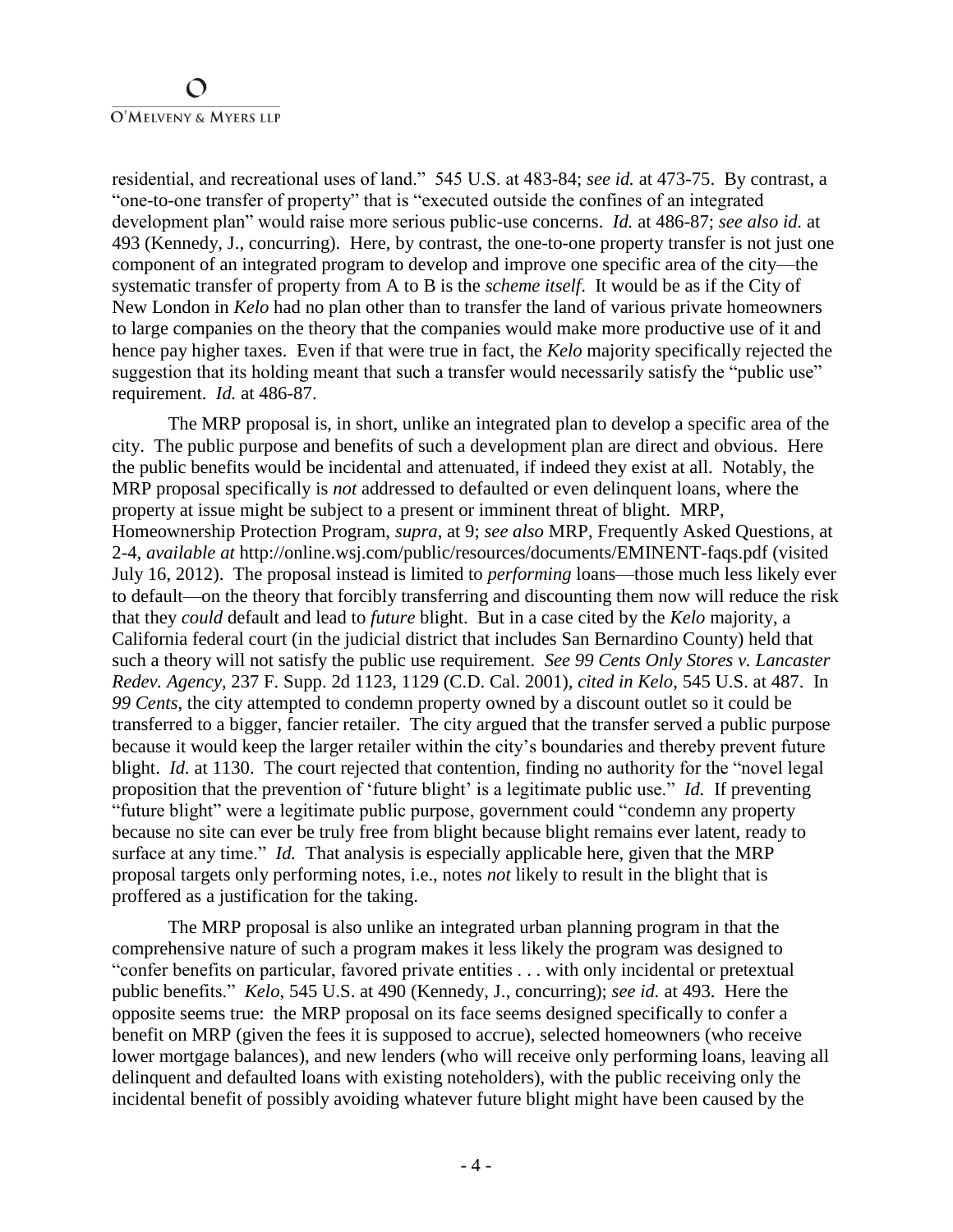residential, and recreational uses of land." 545 U.S. at 483-84; *see id.* at 473-75. By contrast, a "one-to-one transfer of property" that is "executed outside the confines of an integrated development plan" would raise more serious public-use concerns. *Id.* at 486-87; *see also id.* at 493 (Kennedy, J., concurring). Here, by contrast, the one-to-one property transfer is not just one component of an integrated program to develop and improve one specific area of the city—the systematic transfer of property from A to B is the *scheme itself*. It would be as if the City of New London in *Kelo* had no plan other than to transfer the land of various private homeowners to large companies on the theory that the companies would make more productive use of it and hence pay higher taxes. Even if that were true in fact, the *Kelo* majority specifically rejected the suggestion that its holding meant that such a transfer would necessarily satisfy the "public use" requirement. *Id.* at 486-87.

The MRP proposal is, in short, unlike an integrated plan to develop a specific area of the city. The public purpose and benefits of such a development plan are direct and obvious. Here the public benefits would be incidental and attenuated, if indeed they exist at all. Notably, the MRP proposal specifically is *not* addressed to defaulted or even delinquent loans, where the property at issue might be subject to a present or imminent threat of blight. MRP, Homeownership Protection Program, *supra*, at 9; *see also* MRP, Frequently Asked Questions, at 2-4, *available at* http://online.wsj.com/public/resources/documents/EMINENT-faqs.pdf (visited July 16, 2012). The proposal instead is limited to *performing* loans—those much less likely ever to default—on the theory that forcibly transferring and discounting them now will reduce the risk that they *could* default and lead to *future* blight. But in a case cited by the *Kelo* majority, a California federal court (in the judicial district that includes San Bernardino County) held that such a theory will not satisfy the public use requirement. *See 99 Cents Only Stores v. Lancaster Redev. Agency*, 237 F. Supp. 2d 1123, 1129 (C.D. Cal. 2001), *cited in Kelo*, 545 U.S. at 487. In *99 Cents*, the city attempted to condemn property owned by a discount outlet so it could be transferred to a bigger, fancier retailer. The city argued that the transfer served a public purpose because it would keep the larger retailer within the city's boundaries and thereby prevent future blight. *Id.* at 1130. The court rejected that contention, finding no authority for the "novel legal proposition that the prevention of 'future blight' is a legitimate public use." *Id.* If preventing "future blight" were a legitimate public purpose, government could "condemn any property because no site can ever be truly free from blight because blight remains ever latent, ready to surface at any time." *Id.* That analysis is especially applicable here, given that the MRP proposal targets only performing notes, i.e., notes *not* likely to result in the blight that is proffered as a justification for the taking.

The MRP proposal is also unlike an integrated urban planning program in that the comprehensive nature of such a program makes it less likely the program was designed to "confer benefits on particular, favored private entities . . . with only incidental or pretextual public benefits." *Kelo*, 545 U.S. at 490 (Kennedy, J., concurring); *see id.* at 493. Here the opposite seems true: the MRP proposal on its face seems designed specifically to confer a benefit on MRP (given the fees it is supposed to accrue), selected homeowners (who receive lower mortgage balances), and new lenders (who will receive only performing loans, leaving all delinquent and defaulted loans with existing noteholders), with the public receiving only the incidental benefit of possibly avoiding whatever future blight might have been caused by the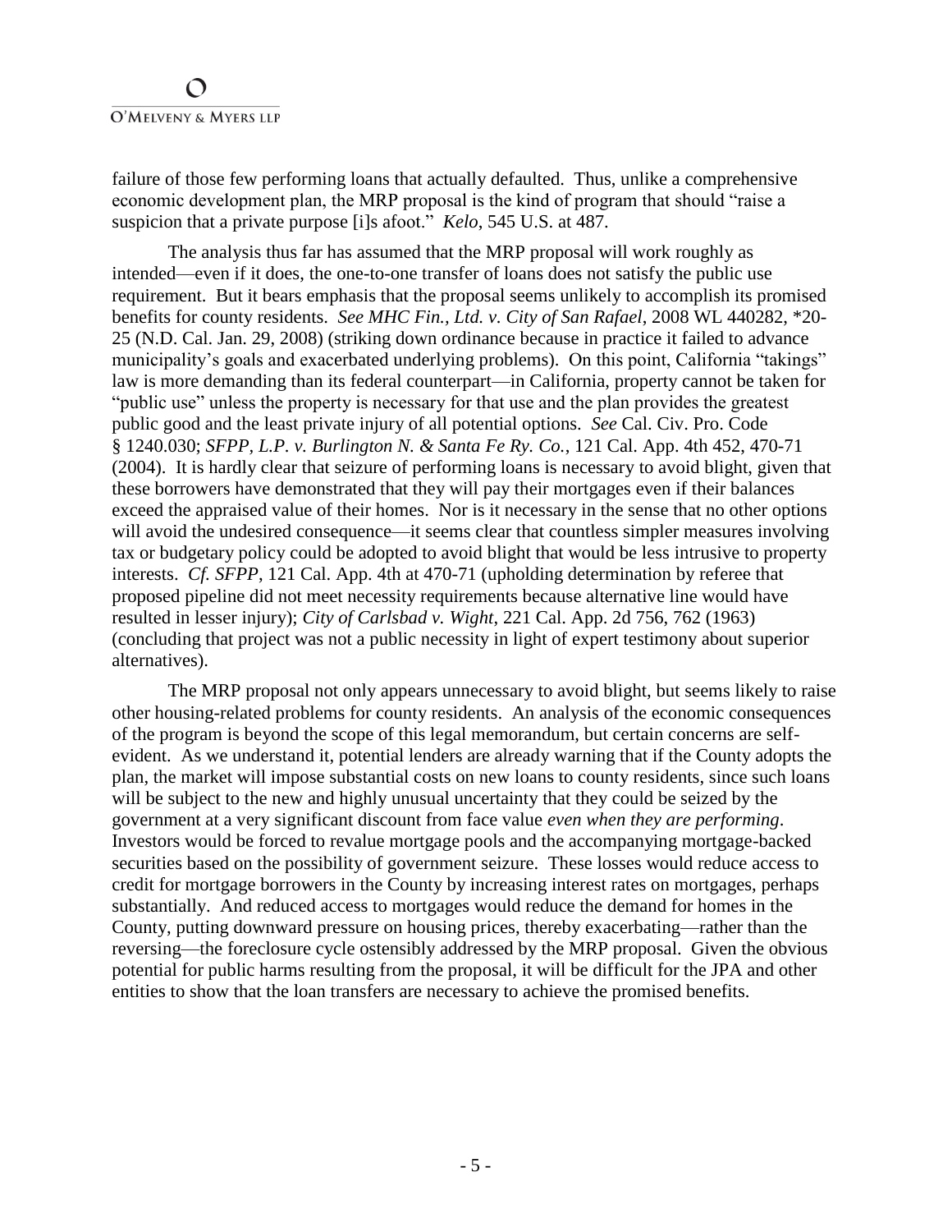failure of those few performing loans that actually defaulted. Thus, unlike a comprehensive economic development plan, the MRP proposal is the kind of program that should "raise a suspicion that a private purpose [i]s afoot." *Kelo*, 545 U.S. at 487.

The analysis thus far has assumed that the MRP proposal will work roughly as intended—even if it does, the one-to-one transfer of loans does not satisfy the public use requirement. But it bears emphasis that the proposal seems unlikely to accomplish its promised benefits for county residents. *See MHC Fin., Ltd. v. City of San Rafael*, 2008 WL 440282, *20-25 (N.D. Cal. Jan. 29, 2008) (striking down ordinance because in practice it failed to advance municipality's goals and exacerbated underlying problems). On this point, California "takings" law is more demanding than its federal counterpart—in California, property cannot be taken for "public use" unless the property is necessary for that use and the plan provides the greatest public good and the least private injury of all potential options. *See* Cal. Civ. Pro. Code § 1240.030; *SFPP, L.P. v. Burlington N. & Santa Fe Ry. Co.*, 121 Cal. App. 4th 452, 470-71 (2004). It is hardly clear that seizure of performing loans is necessary to avoid blight, given that these borrowers have demonstrated that they will pay their mortgages even if their balances exceed the appraised value of their homes. Nor is it necessary in the sense that no other options will avoid the undesired consequence—it seems clear that countless simpler measures involving tax or budgetary policy could be adopted to avoid blight that would be less intrusive to property interests. *Cf. SFPP*, 121 Cal. App. 4th at 470-71 (upholding determination by referee that proposed pipeline did not meet necessity requirements because alternative line would have resulted in lesser injury); *City of Carlsbad v. Wight*, 221 Cal. App. 2d 756, 762 (1963) (concluding that project was not a public necessity in light of expert testimony about superior alternatives).

The MRP proposal not only appears unnecessary to avoid blight, but seems likely to raise other housing-related problems for county residents. An analysis of the economic consequences of the program is beyond the scope of this legal memorandum, but certain concerns are self-evident. As we understand it, potential lenders are already warning that if the County adopts the plan, the market will impose substantial costs on new loans to county residents, since such loans will be subject to the new and highly unusual uncertainty that they could be seized by the government at a very significant discount from face value *even when they are performing*. Investors would be forced to revalue mortgage pools and the accompanying mortgage-backed securities based on the possibility of government seizure. These losses would reduce access to credit for mortgage borrowers in the County by increasing interest rates on mortgages, perhaps substantially. And reduced access to mortgages would reduce the demand for homes in the County, putting downward pressure on housing prices, thereby exacerbating—rather than the reversing—the foreclosure cycle ostensibly addressed by the MRP proposal. Given the obvious potential for public harms resulting from the proposal, it will be difficult for the JPA and other entities to show that the loan transfers are necessary to achieve the promised benefits.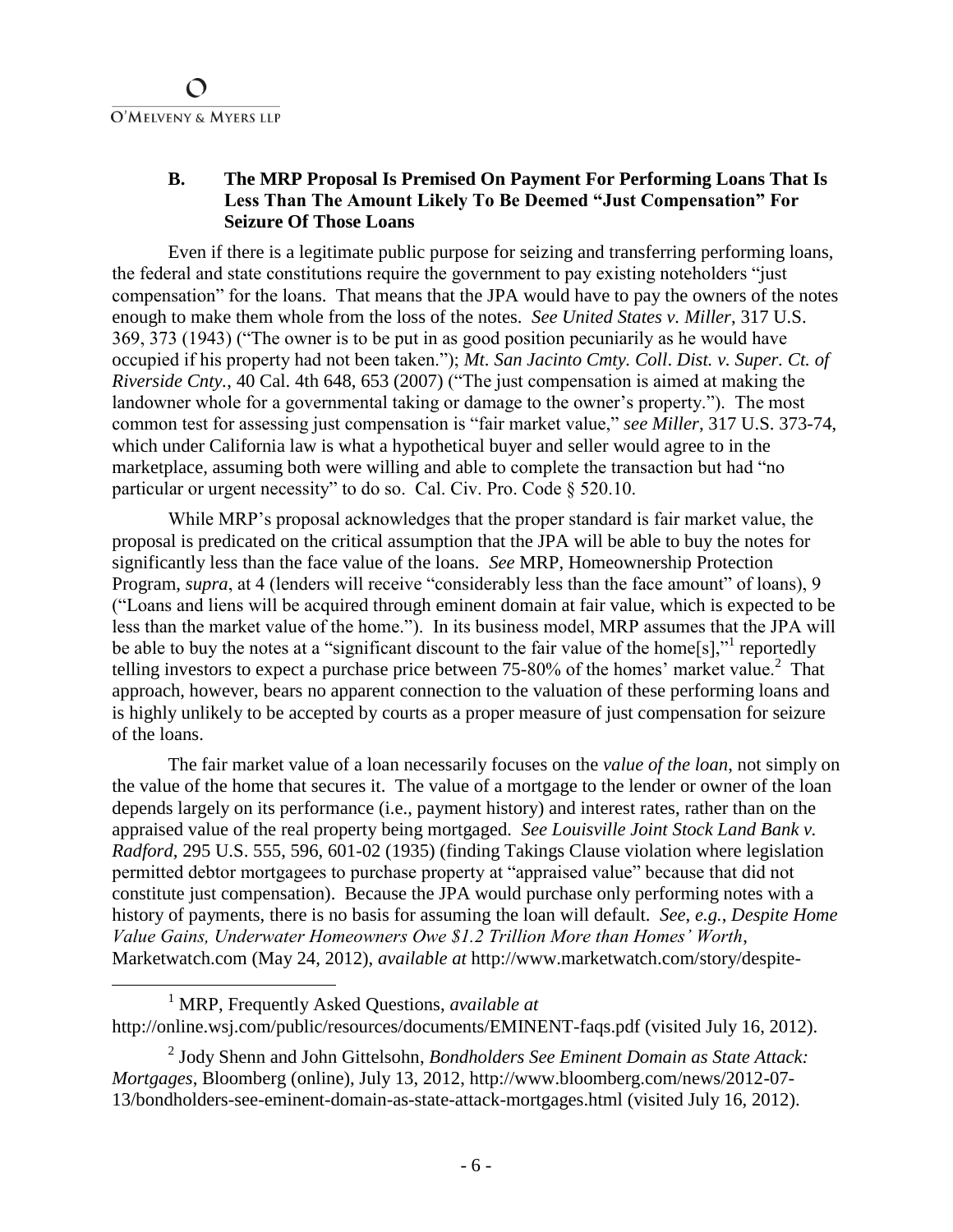### B. The MRP Proposal Is Premised On Payment For Performing Loans That Is Less Than The Amount Likely To Be Deemed "Just Compensation" For Seizure Of Those Loans

Even if there is a legitimate public purpose for seizing and transferring performing loans, the federal and state constitutions require the government to pay existing noteholders "just compensation" for the loans. That means that the JPA would have to pay the owners of the notes enough to make them whole from the loss of the notes. *See United States v. Miller*, 317 U.S. 369, 373 (1943) ("The owner is to be put in as good position pecuniarily as he would have occupied if his property had not been taken."); *Mt. San Jacinto Cmty. Coll. Dist. v. Super. Ct. of Riverside Cnty.*, 40 Cal. 4th 648, 653 (2007) ("The just compensation is aimed at making the landowner whole for a governmental taking or damage to the owner's property."). The most common test for assessing just compensation is "fair market value," *see Miller*, 317 U.S. 373-74, which under California law is what a hypothetical buyer and seller would agree to in the marketplace, assuming both were willing and able to complete the transaction but had "no particular or urgent necessity" to do so. Cal. Civ. Pro. Code § 520.10.

While MRP's proposal acknowledges that the proper standard is fair market value, the proposal is predicated on the critical assumption that the JPA will be able to buy the notes for significantly less than the face value of the loans. *See* MRP, Homeownership Protection Program, *supra*, at 4 (lenders will receive "considerably less than the face amount" of loans), 9 ("Loans and liens will be acquired through eminent domain at fair value, which is expected to be less than the market value of the home."). In its business model, MRP assumes that the JPA will be able to buy the notes at a "significant discount to the fair value of the home[s],"[1] reportedly telling investors to expect a purchase price between 75-80% of the homes' market value.[2] That approach, however, bears no apparent connection to the valuation of these performing loans and is highly unlikely to be accepted by courts as a proper measure of just compensation for seizure of the loans.

The fair market value of a loan necessarily focuses on the *value of the loan*, not simply on the value of the home that secures it. The value of a mortgage to the lender or owner of the loan depends largely on its performance (i.e., payment history) and interest rates, rather than on the appraised value of the real property being mortgaged. *See Louisville Joint Stock Land Bank v. Radford*, 295 U.S. 555, 596, 601-02 (1935) (finding Takings Clause violation where legislation permitted debtor mortgagees to purchase property at "appraised value" because that did not constitute just compensation). Because the JPA would purchase only performing notes with a history of payments, there is no basis for assuming the loan will default. *See, e.g., Despite Home Value Gains, Underwater Homeowners Owe $1.2 Trillion More than Homes' Worth*, Marketwatch.com (May 24, 2012), *available at* http://www.marketwatch.com/story/despite-

---

[1] MRP, Frequently Asked Questions, *available at* http://online.wsj.com/public/resources/documents/EMINENT-faqs.pdf (visited July 16, 2012).

[2] Jody Shenn and John Gittelsohn, *Bondholders See Eminent Domain as State Attack: Mortgages*, Bloomberg (online), July 13, 2012, http://www.bloomberg.com/news/2012-07-13/bondholders-see-eminent-domain-as-state-attack-mortgages.html (visited July 16, 2012).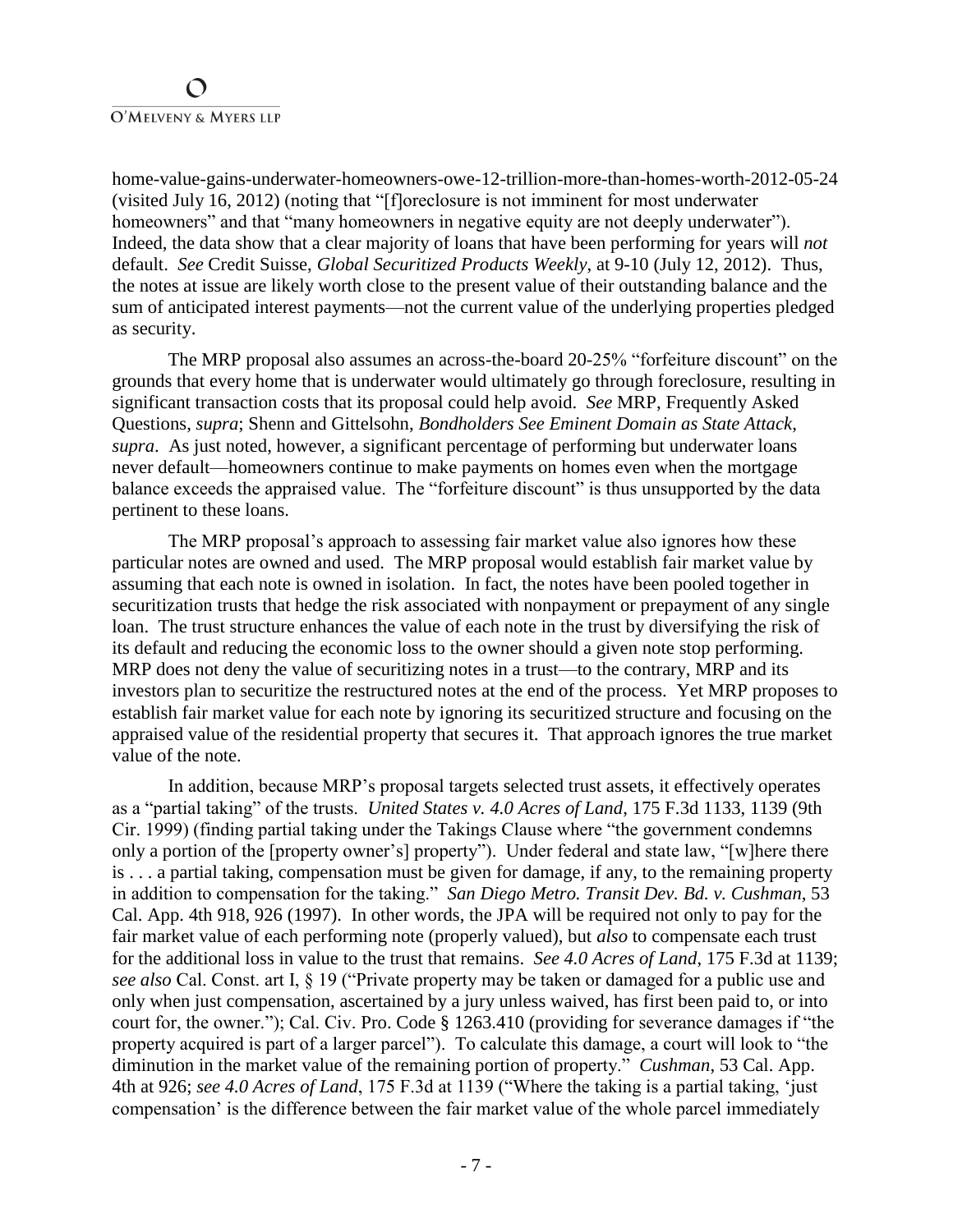home-value-gains-underwater-homeowners-owe-12-trillion-more-than-homes-worth-2012-05-24 (visited July 16, 2012) (noting that "[f]oreclosure is not imminent for most underwater homeowners" and that "many homeowners in negative equity are not deeply underwater"). Indeed, the data show that a clear majority of loans that have been performing for years will *not* default. *See* Credit Suisse, *Global Securitized Products Weekly*, at 9-10 (July 12, 2012). Thus, the notes at issue are likely worth close to the present value of their outstanding balance and the sum of anticipated interest payments—not the current value of the underlying properties pledged as security.

The MRP proposal also assumes an across-the-board 20-25% "forfeiture discount" on the grounds that every home that is underwater would ultimately go through foreclosure, resulting in significant transaction costs that its proposal could help avoid. *See* MRP, Frequently Asked Questions, *supra*; Shenn and Gittelsohn, *Bondholders See Eminent Domain as State Attack*, *supra*. As just noted, however, a significant percentage of performing but underwater loans never default—homeowners continue to make payments on homes even when the mortgage balance exceeds the appraised value. The "forfeiture discount" is thus unsupported by the data pertinent to these loans.

The MRP proposal's approach to assessing fair market value also ignores how these particular notes are owned and used. The MRP proposal would establish fair market value by assuming that each note is owned in isolation. In fact, the notes have been pooled together in securitization trusts that hedge the risk associated with nonpayment or prepayment of any single loan. The trust structure enhances the value of each note in the trust by diversifying the risk of its default and reducing the economic loss to the owner should a given note stop performing. MRP does not deny the value of securitizing notes in a trust—to the contrary, MRP and its investors plan to securitize the restructured notes at the end of the process. Yet MRP proposes to establish fair market value for each note by ignoring its securitized structure and focusing on the appraised value of the residential property that secures it. That approach ignores the true market value of the note.

In addition, because MRP's proposal targets selected trust assets, it effectively operates as a "partial taking" of the trusts. *United States v. 4.0 Acres of Land*, 175 F.3d 1133, 1139 (9th Cir. 1999) (finding partial taking under the Takings Clause where "the government condemns only a portion of the [property owner's] property"). Under federal and state law, "[w]here there is . . . a partial taking, compensation must be given for damage, if any, to the remaining property in addition to compensation for the taking." *San Diego Metro. Transit Dev. Bd. v. Cushman*, 53 Cal. App. 4th 918, 926 (1997). In other words, the JPA will be required not only to pay for the fair market value of each performing note (properly valued), but *also* to compensate each trust for the additional loss in value to the trust that remains. *See 4.0 Acres of Land*, 175 F.3d at 1139; *see also* Cal. Const. art I, § 19 ("Private property may be taken or damaged for a public use and only when just compensation, ascertained by a jury unless waived, has first been paid to, or into court for, the owner."); Cal. Civ. Pro. Code § 1263.410 (providing for severance damages if "the property acquired is part of a larger parcel"). To calculate this damage, a court will look to "the diminution in the market value of the remaining portion of property." *Cushman*, 53 Cal. App. 4th at 926; *see 4.0 Acres of Land*, 175 F.3d at 1139 ("Where the taking is a partial taking, 'just compensation' is the difference between the fair market value of the whole parcel immediately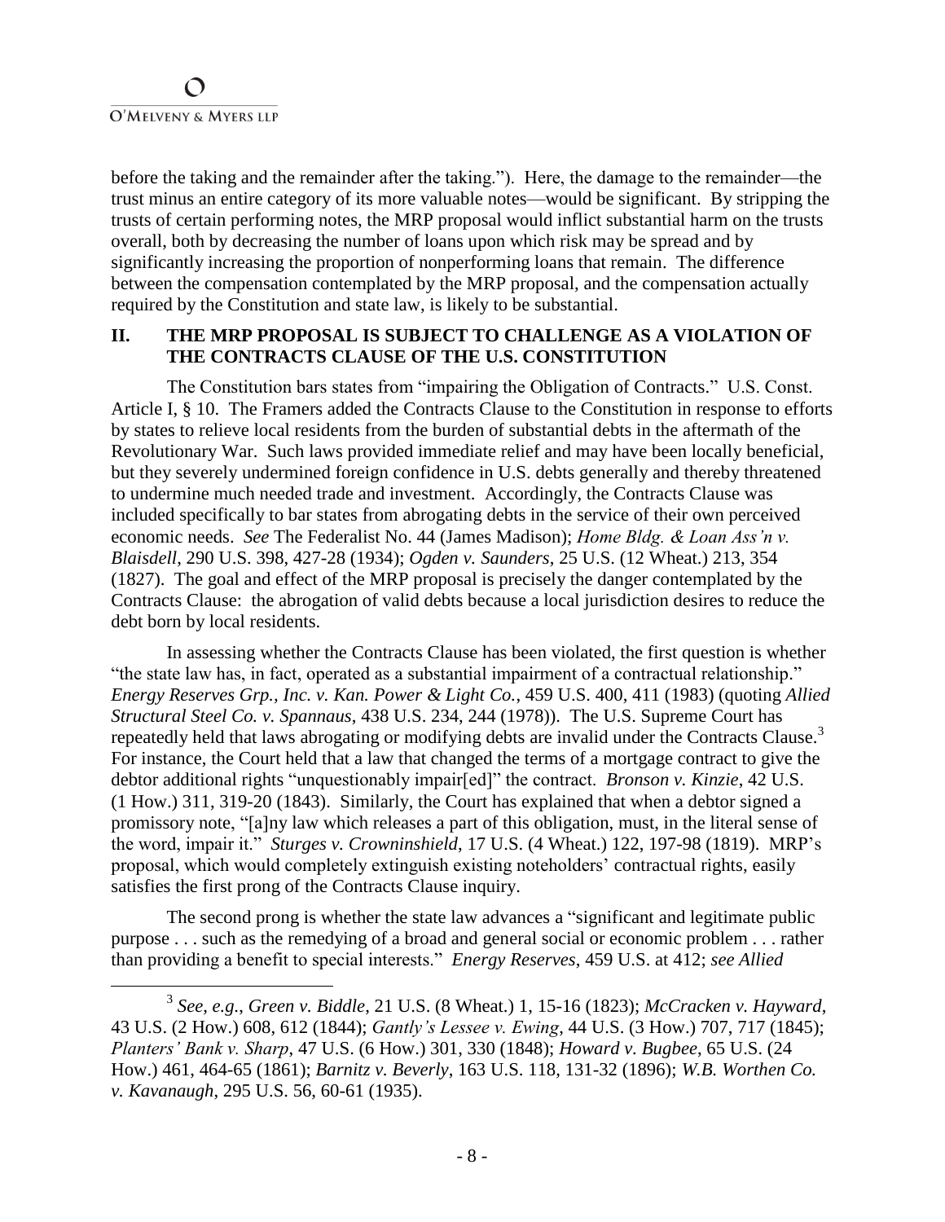before the taking and the remainder after the taking."). Here, the damage to the remainder—the trust minus an entire category of its more valuable notes—would be significant. By stripping the trusts of certain performing notes, the MRP proposal would inflict substantial harm on the trusts overall, both by decreasing the number of loans upon which risk may be spread and by significantly increasing the proportion of nonperforming loans that remain. The difference between the compensation contemplated by the MRP proposal, and the compensation actually required by the Constitution and state law, is likely to be substantial.

## II. THE MRP PROPOSAL IS SUBJECT TO CHALLENGE AS A VIOLATION OF THE CONTRACTS CLAUSE OF THE U.S. CONSTITUTION

The Constitution bars states from "impairing the Obligation of Contracts." U.S. Const. Article I, § 10. The Framers added the Contracts Clause to the Constitution in response to efforts by states to relieve local residents from the burden of substantial debts in the aftermath of the Revolutionary War. Such laws provided immediate relief and may have been locally beneficial, but they severely undermined foreign confidence in U.S. debts generally and thereby threatened to undermine much needed trade and investment. Accordingly, the Contracts Clause was included specifically to bar states from abrogating debts in the service of their own perceived economic needs. *See* The Federalist No. 44 (James Madison); *Home Bldg. & Loan Ass'n v. Blaisdell*, 290 U.S. 398, 427-28 (1934); *Ogden v. Saunders*, 25 U.S. (12 Wheat.) 213, 354 (1827). The goal and effect of the MRP proposal is precisely the danger contemplated by the Contracts Clause: the abrogation of valid debts because a local jurisdiction desires to reduce the debt born by local residents.

In assessing whether the Contracts Clause has been violated, the first question is whether "the state law has, in fact, operated as a substantial impairment of a contractual relationship." *Energy Reserves Grp., Inc. v. Kan. Power & Light Co.*, 459 U.S. 400, 411 (1983) (quoting *Allied Structural Steel Co. v. Spannaus*, 438 U.S. 234, 244 (1978)). The U.S. Supreme Court has repeatedly held that laws abrogating or modifying debts are invalid under the Contracts Clause.[3] For instance, the Court held that a law that changed the terms of a mortgage contract to give the debtor additional rights "unquestionably impair[ed]" the contract. *Bronson v. Kinzie*, 42 U.S. (1 How.) 311, 319-20 (1843). Similarly, the Court has explained that when a debtor signed a promissory note, "[a]ny law which releases a part of this obligation, must, in the literal sense of the word, impair it." *Sturges v. Crowninshield*, 17 U.S. (4 Wheat.) 122, 197-98 (1819). MRP's proposal, which would completely extinguish existing noteholders' contractual rights, easily satisfies the first prong of the Contracts Clause inquiry.

The second prong is whether the state law advances a "significant and legitimate public purpose . . . such as the remedying of a broad and general social or economic problem . . . rather than providing a benefit to special interests." *Energy Reserves*, 459 U.S. at 412; *see Allied*

---

[3] *See, e.g.*, *Green v. Biddle*, 21 U.S. (8 Wheat.) 1, 15-16 (1823); *McCracken v. Hayward*, 43 U.S. (2 How.) 608, 612 (1844); *Gantly's Lessee v. Ewing*, 44 U.S. (3 How.) 707, 717 (1845); *Planters' Bank v. Sharp*, 47 U.S. (6 How.) 301, 330 (1848); *Howard v. Bugbee*, 65 U.S. (24 How.) 461, 464-65 (1861); *Barnitz v. Beverly*, 163 U.S. 118, 131-32 (1896); *W.B. Worthen Co. v. Kavanaugh*, 295 U.S. 56, 60-61 (1935).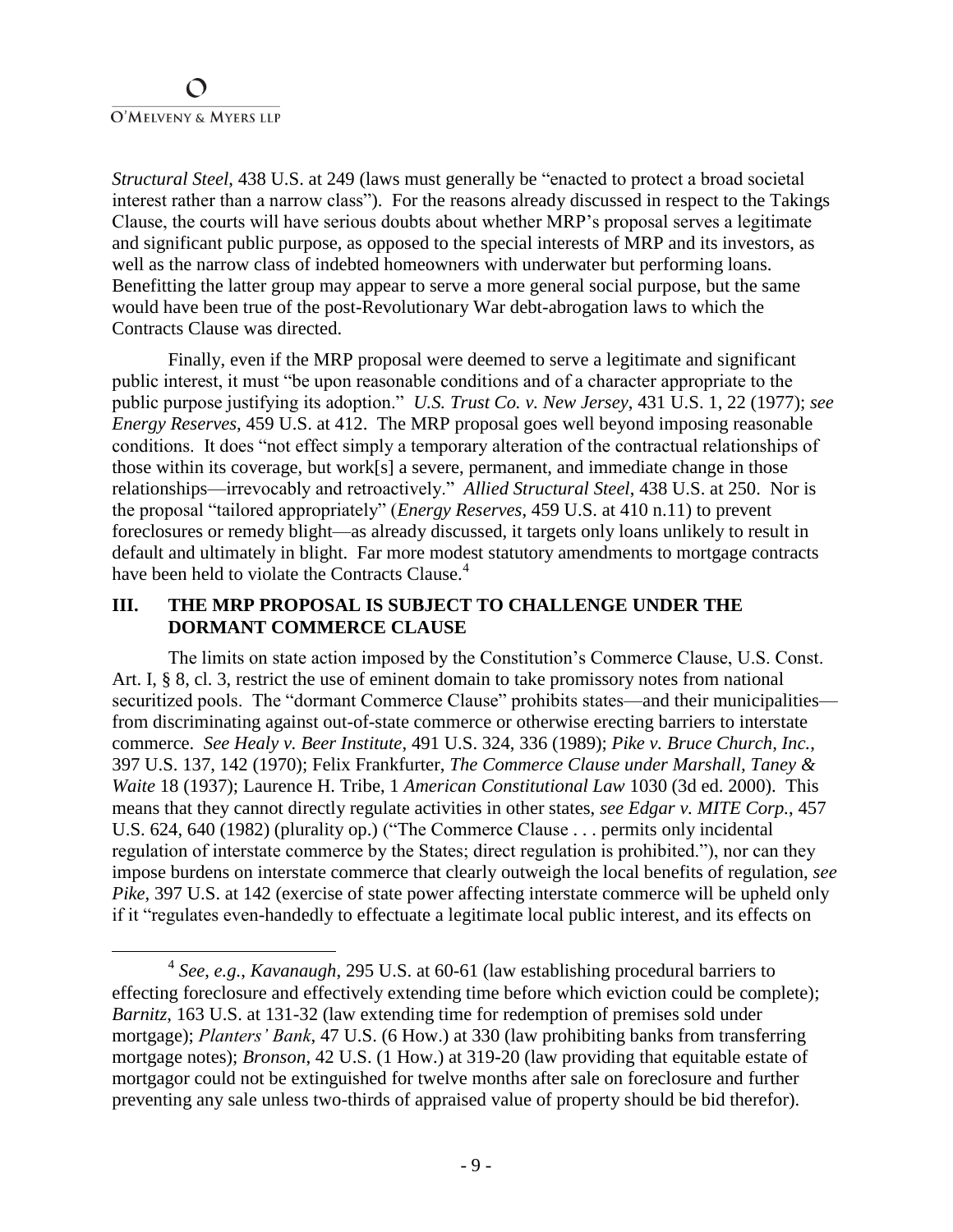*Structural Steel*, 438 U.S. at 249 (laws must generally be "enacted to protect a broad societal interest rather than a narrow class"). For the reasons already discussed in respect to the Takings Clause, the courts will have serious doubts about whether MRP's proposal serves a legitimate and significant public purpose, as opposed to the special interests of MRP and its investors, as well as the narrow class of indebted homeowners with underwater but performing loans. Benefitting the latter group may appear to serve a more general social purpose, but the same would have been true of the post-Revolutionary War debt-abrogation laws to which the Contracts Clause was directed.

Finally, even if the MRP proposal were deemed to serve a legitimate and significant public interest, it must "be upon reasonable conditions and of a character appropriate to the public purpose justifying its adoption." *U.S. Trust Co. v. New Jersey*, 431 U.S. 1, 22 (1977); *see Energy Reserves*, 459 U.S. at 412. The MRP proposal goes well beyond imposing reasonable conditions. It does "not effect simply a temporary alteration of the contractual relationships of those within its coverage, but work[s] a severe, permanent, and immediate change in those relationships—irrevocably and retroactively." *Allied Structural Steel*, 438 U.S. at 250. Nor is the proposal "tailored appropriately" (*Energy Reserves*, 459 U.S. at 410 n.11) to prevent foreclosures or remedy blight—as already discussed, it targets only loans unlikely to result in default and ultimately in blight. Far more modest statutory amendments to mortgage contracts have been held to violate the Contracts Clause.[4]

## III. THE MRP PROPOSAL IS SUBJECT TO CHALLENGE UNDER THE DORMANT COMMERCE CLAUSE

The limits on state action imposed by the Constitution's Commerce Clause, U.S. Const. Art. I, § 8, cl. 3, restrict the use of eminent domain to take promissory notes from national securitized pools. The "dormant Commerce Clause" prohibits states—and their municipalities—from discriminating against out-of-state commerce or otherwise erecting barriers to interstate commerce. *See Healy v. Beer Institute*, 491 U.S. 324, 336 (1989); *Pike v. Bruce Church, Inc.*, 397 U.S. 137, 142 (1970); Felix Frankfurter, *The Commerce Clause under Marshall, Taney & Waite* 18 (1937); Laurence H. Tribe, 1 *American Constitutional Law* 1030 (3d ed. 2000). This means that they cannot directly regulate activities in other states, *see Edgar v. MITE Corp.*, 457 U.S. 624, 640 (1982) (plurality op.) ("The Commerce Clause . . . permits only incidental regulation of interstate commerce by the States; direct regulation is prohibited."), nor can they impose burdens on interstate commerce that clearly outweigh the local benefits of regulation, *see Pike*, 397 U.S. at 142 (exercise of state power affecting interstate commerce will be upheld only if it "regulates even-handedly to effectuate a legitimate local public interest, and its effects on

---

[4] *See, e.g., Kavanaugh*, 295 U.S. at 60-61 (law establishing procedural barriers to effecting foreclosure and effectively extending time before which eviction could be complete); *Barnitz*, 163 U.S. at 131-32 (law extending time for redemption of premises sold under mortgage); *Planters' Bank*, 47 U.S. (6 How.) at 330 (law prohibiting banks from transferring mortgage notes); *Bronson*, 42 U.S. (1 How.) at 319-20 (law providing that equitable estate of mortgagor could not be extinguished for twelve months after sale on foreclosure and further preventing any sale unless two-thirds of appraised value of property should be bid therefor).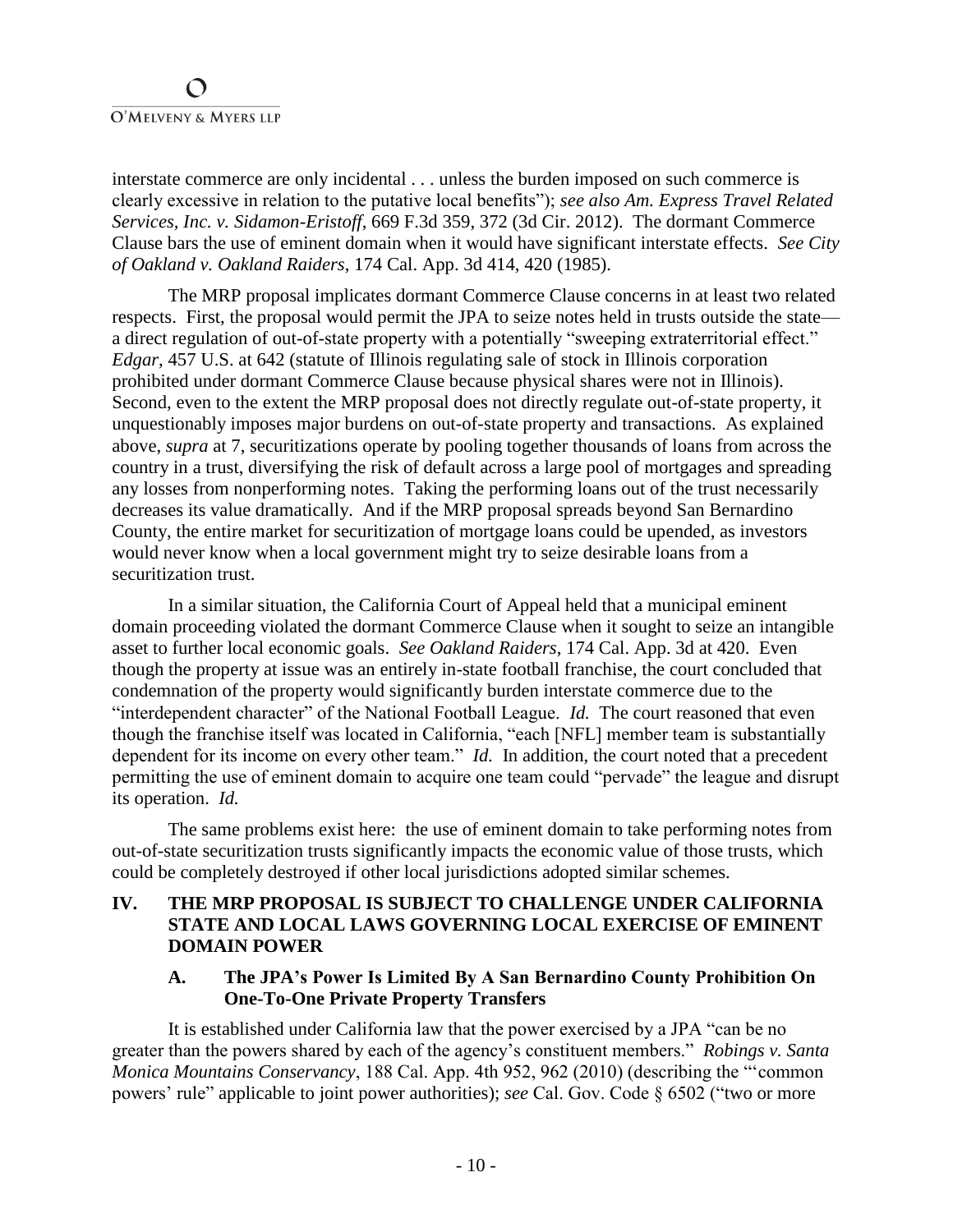interstate commerce are only incidental . . . unless the burden imposed on such commerce is clearly excessive in relation to the putative local benefits"); *see also Am. Express Travel Related Services, Inc. v. Sidamon-Eristoff*, 669 F.3d 359, 372 (3d Cir. 2012). The dormant Commerce Clause bars the use of eminent domain when it would have significant interstate effects. *See City of Oakland v. Oakland Raiders*, 174 Cal. App. 3d 414, 420 (1985).

The MRP proposal implicates dormant Commerce Clause concerns in at least two related respects. First, the proposal would permit the JPA to seize notes held in trusts outside the state—a direct regulation of out-of-state property with a potentially "sweeping extraterritorial effect." *Edgar*, 457 U.S. at 642 (statute of Illinois regulating sale of stock in Illinois corporation prohibited under dormant Commerce Clause because physical shares were not in Illinois). Second, even to the extent the MRP proposal does not directly regulate out-of-state property, it unquestionably imposes major burdens on out-of-state property and transactions. As explained above, *supra* at 7, securitizations operate by pooling together thousands of loans from across the country in a trust, diversifying the risk of default across a large pool of mortgages and spreading any losses from nonperforming notes. Taking the performing loans out of the trust necessarily decreases its value dramatically. And if the MRP proposal spreads beyond San Bernardino County, the entire market for securitization of mortgage loans could be upended, as investors would never know when a local government might try to seize desirable loans from a securitization trust.

In a similar situation, the California Court of Appeal held that a municipal eminent domain proceeding violated the dormant Commerce Clause when it sought to seize an intangible asset to further local economic goals. *See Oakland Raiders*, 174 Cal. App. 3d at 420. Even though the property at issue was an entirely in-state football franchise, the court concluded that condemnation of the property would significantly burden interstate commerce due to the "interdependent character" of the National Football League. *Id.* The court reasoned that even though the franchise itself was located in California, "each [NFL] member team is substantially dependent for its income on every other team." *Id.* In addition, the court noted that a precedent permitting the use of eminent domain to acquire one team could "pervade" the league and disrupt its operation. *Id.*

The same problems exist here: the use of eminent domain to take performing notes from out-of-state securitization trusts significantly impacts the economic value of those trusts, which could be completely destroyed if other local jurisdictions adopted similar schemes.

## IV. THE MRP PROPOSAL IS SUBJECT TO CHALLENGE UNDER CALIFORNIA STATE AND LOCAL LAWS GOVERNING LOCAL EXERCISE OF EMINENT DOMAIN POWER

### A. The JPA's Power Is Limited By A San Bernardino County Prohibition On One-To-One Private Property Transfers

It is established under California law that the power exercised by a JPA "can be no greater than the powers shared by each of the agency's constituent members." *Robings v. Santa Monica Mountains Conservancy*, 188 Cal. App. 4th 952, 962 (2010) (describing the "'common powers' rule" applicable to joint power authorities); *see* Cal. Gov. Code § 6502 ("two or more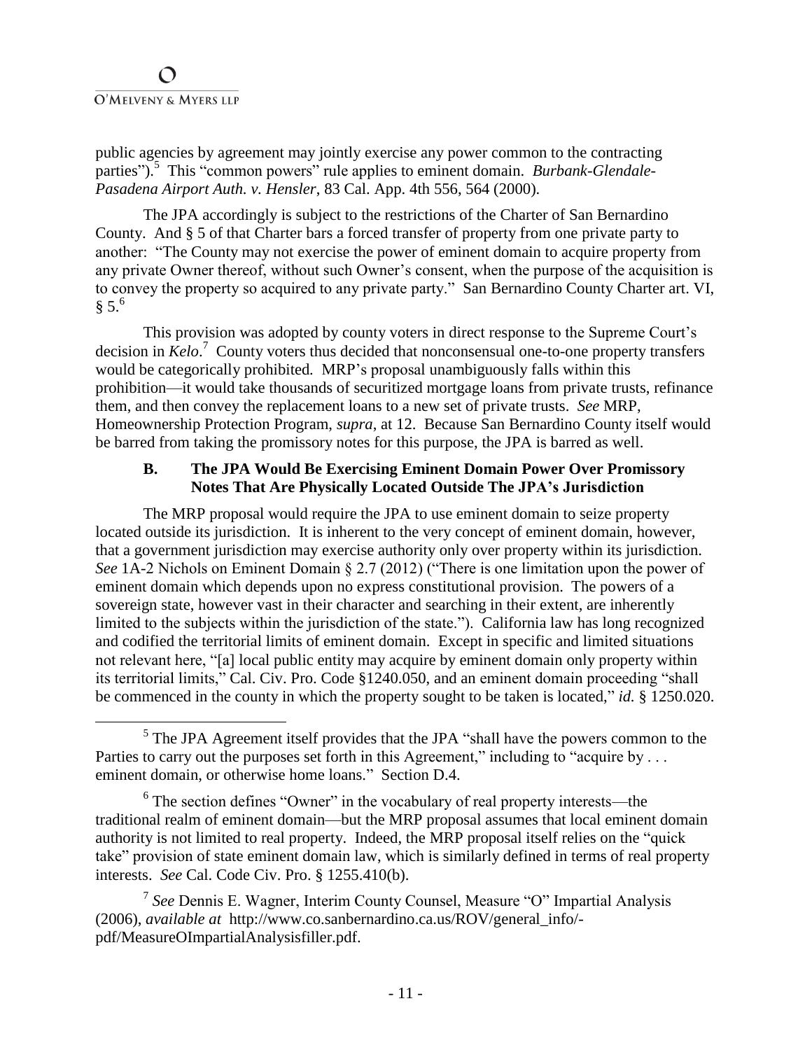public agencies by agreement may jointly exercise any power common to the contracting parties").[5] This "common powers" rule applies to eminent domain. *Burbank-Glendale-Pasadena Airport Auth. v. Hensler*, 83 Cal. App. 4th 556, 564 (2000).

The JPA accordingly is subject to the restrictions of the Charter of San Bernardino County. And § 5 of that Charter bars a forced transfer of property from one private party to another: "The County may not exercise the power of eminent domain to acquire property from any private Owner thereof, without such Owner's consent, when the purpose of the acquisition is to convey the property so acquired to any private party." San Bernardino County Charter art. VI, § 5.[6]

This provision was adopted by county voters in direct response to the Supreme Court's decision in *Kelo*.[7] County voters thus decided that nonconsensual one-to-one property transfers would be categorically prohibited. MRP's proposal unambiguously falls within this prohibition—it would take thousands of securitized mortgage loans from private trusts, refinance them, and then convey the replacement loans to a new set of private trusts. *See* MRP, Homeownership Protection Program, *supra*, at 12. Because San Bernardino County itself would be barred from taking the promissory notes for this purpose, the JPA is barred as well.

### B. The JPA Would Be Exercising Eminent Domain Power Over Promissory Notes That Are Physically Located Outside The JPA's Jurisdiction

The MRP proposal would require the JPA to use eminent domain to seize property located outside its jurisdiction. It is inherent to the very concept of eminent domain, however, that a government jurisdiction may exercise authority only over property within its jurisdiction. *See* 1A-2 Nichols on Eminent Domain § 2.7 (2012) ("There is one limitation upon the power of eminent domain which depends upon no express constitutional provision. The powers of a sovereign state, however vast in their character and searching in their extent, are inherently limited to the subjects within the jurisdiction of the state."). California law has long recognized and codified the territorial limits of eminent domain. Except in specific and limited situations not relevant here, "[a] local public entity may acquire by eminent domain only property within its territorial limits," Cal. Civ. Pro. Code §1240.050, and an eminent domain proceeding "shall be commenced in the county in which the property sought to be taken is located," *id.* § 1250.020.

---

[5] The JPA Agreement itself provides that the JPA "shall have the powers common to the Parties to carry out the purposes set forth in this Agreement," including to "acquire by . . . eminent domain, or otherwise home loans." Section D.4.

[6] The section defines "Owner" in the vocabulary of real property interests—the traditional realm of eminent domain—but the MRP proposal assumes that local eminent domain authority is not limited to real property. Indeed, the MRP proposal itself relies on the "quick take" provision of state eminent domain law, which is similarly defined in terms of real property interests. *See* Cal. Code Civ. Pro. § 1255.410(b).

[7] *See* Dennis E. Wagner, Interim County Counsel, Measure "O" Impartial Analysis (2006), *available at* http://www.co.sanbernardino.ca.us/ROV/general_info/-pdf/MeasureOImpartialAnalysisfiller.pdf.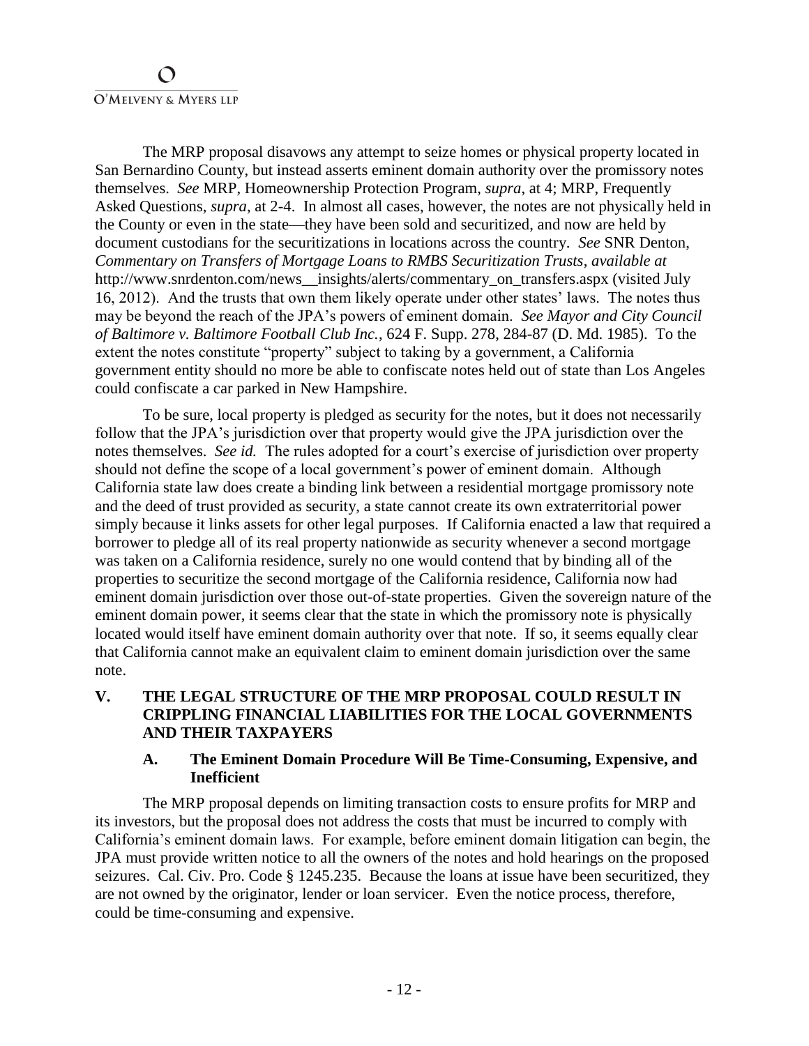The MRP proposal disavows any attempt to seize homes or physical property located in San Bernardino County, but instead asserts eminent domain authority over the promissory notes themselves. *See* MRP, Homeownership Protection Program, *supra*, at 4; MRP, Frequently Asked Questions, *supra*, at 2-4. In almost all cases, however, the notes are not physically held in the County or even in the state—they have been sold and securitized, and now are held by document custodians for the securitizations in locations across the country. *See* SNR Denton, *Commentary on Transfers of Mortgage Loans to RMBS Securitization Trusts*, *available at* http://www.snrdenton.com/news__insights/alerts/commentary_on_transfers.aspx (visited July 16, 2012). And the trusts that own them likely operate under other states' laws. The notes thus may be beyond the reach of the JPA's powers of eminent domain. *See Mayor and City Council of Baltimore v. Baltimore Football Club Inc.*, 624 F. Supp. 278, 284-87 (D. Md. 1985). To the extent the notes constitute "property" subject to taking by a government, a California government entity should no more be able to confiscate notes held out of state than Los Angeles could confiscate a car parked in New Hampshire.

To be sure, local property is pledged as security for the notes, but it does not necessarily follow that the JPA's jurisdiction over that property would give the JPA jurisdiction over the notes themselves. *See id.* The rules adopted for a court's exercise of jurisdiction over property should not define the scope of a local government's power of eminent domain. Although California state law does create a binding link between a residential mortgage promissory note and the deed of trust provided as security, a state cannot create its own extraterritorial power simply because it links assets for other legal purposes. If California enacted a law that required a borrower to pledge all of its real property nationwide as security whenever a second mortgage was taken on a California residence, surely no one would contend that by binding all of the properties to securitize the second mortgage of the California residence, California now had eminent domain jurisdiction over those out-of-state properties. Given the sovereign nature of the eminent domain power, it seems clear that the state in which the promissory note is physically located would itself have eminent domain authority over that note. If so, it seems equally clear that California cannot make an equivalent claim to eminent domain jurisdiction over the same note.

## V. THE LEGAL STRUCTURE OF THE MRP PROPOSAL COULD RESULT IN CRIPPLING FINANCIAL LIABILITIES FOR THE LOCAL GOVERNMENTS AND THEIR TAXPAYERS

### A. The Eminent Domain Procedure Will Be Time-Consuming, Expensive, and Inefficient

The MRP proposal depends on limiting transaction costs to ensure profits for MRP and its investors, but the proposal does not address the costs that must be incurred to comply with California's eminent domain laws. For example, before eminent domain litigation can begin, the JPA must provide written notice to all the owners of the notes and hold hearings on the proposed seizures. Cal. Civ. Pro. Code § 1245.235. Because the loans at issue have been securitized, they are not owned by the originator, lender or loan servicer. Even the notice process, therefore, could be time-consuming and expensive.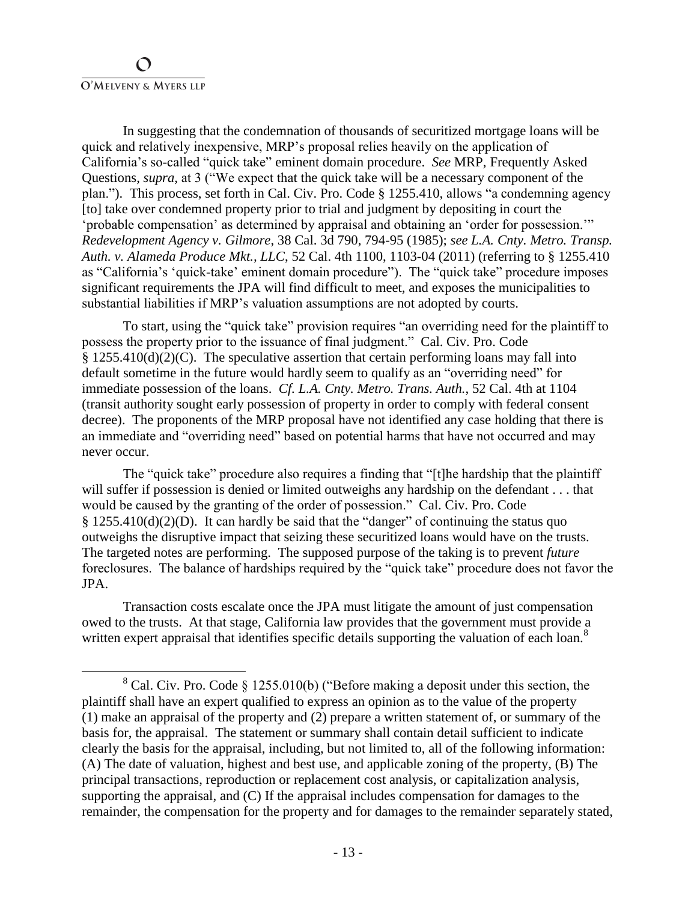In suggesting that the condemnation of thousands of securitized mortgage loans will be quick and relatively inexpensive, MRP's proposal relies heavily on the application of California's so-called "quick take" eminent domain procedure. *See* MRP, Frequently Asked Questions, *supra*, at 3 ("We expect that the quick take will be a necessary component of the plan."). This process, set forth in Cal. Civ. Pro. Code § 1255.410, allows "a condemning agency [to] take over condemned property prior to trial and judgment by depositing in court the 'probable compensation' as determined by appraisal and obtaining an 'order for possession.'" *Redevelopment Agency v. Gilmore*, 38 Cal. 3d 790, 794-95 (1985); *see L.A. Cnty. Metro. Transp. Auth. v. Alameda Produce Mkt., LLC*, 52 Cal. 4th 1100, 1103-04 (2011) (referring to § 1255.410 as "California's 'quick-take' eminent domain procedure"). The "quick take" procedure imposes significant requirements the JPA will find difficult to meet, and exposes the municipalities to substantial liabilities if MRP's valuation assumptions are not adopted by courts.

To start, using the "quick take" provision requires "an overriding need for the plaintiff to possess the property prior to the issuance of final judgment." Cal. Civ. Pro. Code § 1255.410(d)(2)(C). The speculative assertion that certain performing loans may fall into default sometime in the future would hardly seem to qualify as an "overriding need" for immediate possession of the loans. *Cf. L.A. Cnty. Metro. Trans. Auth.*, 52 Cal. 4th at 1104 (transit authority sought early possession of property in order to comply with federal consent decree). The proponents of the MRP proposal have not identified any case holding that there is an immediate and "overriding need" based on potential harms that have not occurred and may never occur.

The "quick take" procedure also requires a finding that "[t]he hardship that the plaintiff will suffer if possession is denied or limited outweighs any hardship on the defendant . . . that would be caused by the granting of the order of possession." Cal. Civ. Pro. Code § 1255.410(d)(2)(D). It can hardly be said that the "danger" of continuing the status quo outweighs the disruptive impact that seizing these securitized loans would have on the trusts. The targeted notes are performing. The supposed purpose of the taking is to prevent *future* foreclosures. The balance of hardships required by the "quick take" procedure does not favor the JPA.

Transaction costs escalate once the JPA must litigate the amount of just compensation owed to the trusts. At that stage, California law provides that the government must provide a written expert appraisal that identifies specific details supporting the valuation of each loan.[8]

[8] Cal. Civ. Pro. Code § 1255.010(b) ("Before making a deposit under this section, the plaintiff shall have an expert qualified to express an opinion as to the value of the property (1) make an appraisal of the property and (2) prepare a written statement of, or summary of the basis for, the appraisal. The statement or summary shall contain detail sufficient to indicate clearly the basis for the appraisal, including, but not limited to, all of the following information: (A) The date of valuation, highest and best use, and applicable zoning of the property, (B) The principal transactions, reproduction or replacement cost analysis, or capitalization analysis, supporting the appraisal, and (C) If the appraisal includes compensation for damages to the remainder, the compensation for the property and for damages to the remainder separately stated,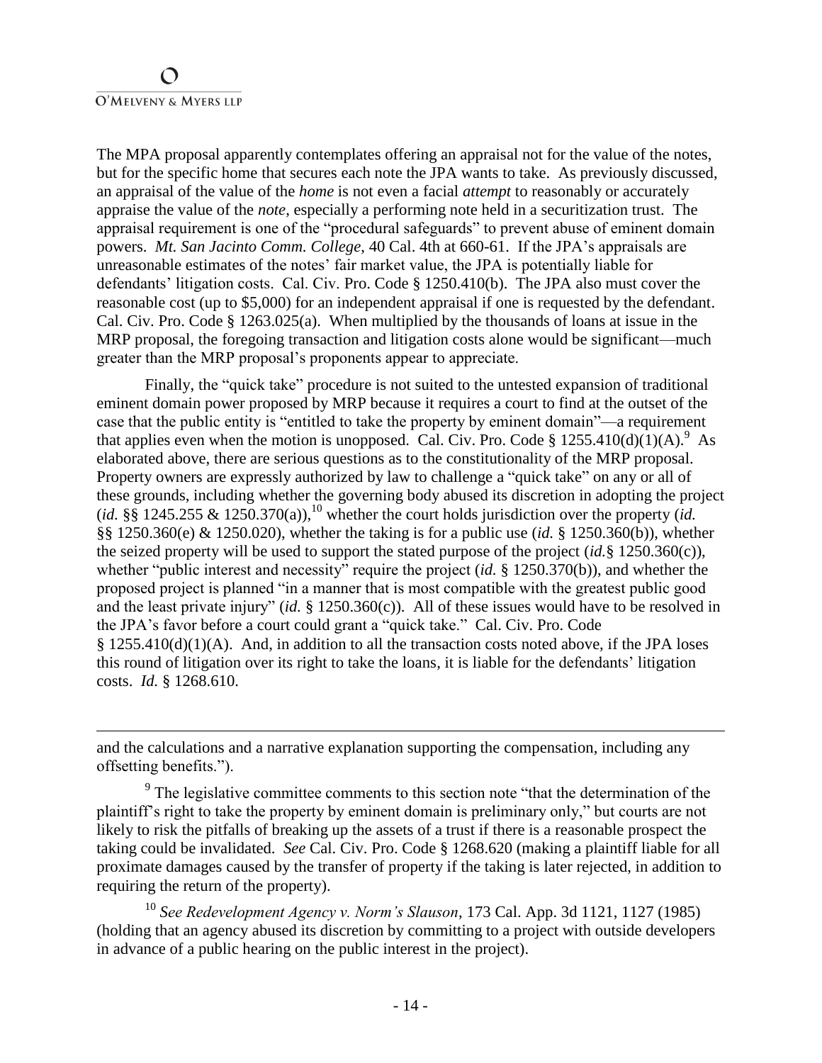The MPA proposal apparently contemplates offering an appraisal not for the value of the notes, but for the specific home that secures each note the JPA wants to take. As previously discussed, an appraisal of the value of the *home* is not even a facial *attempt* to reasonably or accurately appraise the value of the *note*, especially a performing note held in a securitization trust. The appraisal requirement is one of the "procedural safeguards" to prevent abuse of eminent domain powers. *Mt. San Jacinto Comm. College*, 40 Cal. 4th at 660-61. If the JPA's appraisals are unreasonable estimates of the notes' fair market value, the JPA is potentially liable for defendants' litigation costs. Cal. Civ. Pro. Code § 1250.410(b). The JPA also must cover the reasonable cost (up to $5,000) for an independent appraisal if one is requested by the defendant. Cal. Civ. Pro. Code § 1263.025(a). When multiplied by the thousands of loans at issue in the MRP proposal, the foregoing transaction and litigation costs alone would be significant—much greater than the MRP proposal's proponents appear to appreciate.

Finally, the "quick take" procedure is not suited to the untested expansion of traditional eminent domain power proposed by MRP because it requires a court to find at the outset of the case that the public entity is "entitled to take the property by eminent domain"—a requirement that applies even when the motion is unopposed. Cal. Civ. Pro. Code § 1255.410(d)(1)(A).[9] As elaborated above, there are serious questions as to the constitutionality of the MRP proposal. Property owners are expressly authorized by law to challenge a "quick take" on any or all of these grounds, including whether the governing body abused its discretion in adopting the project (*id.* §§ 1245.255 & 1250.370(a)),[10] whether the court holds jurisdiction over the property (*id.* §§ 1250.360(e) & 1250.020), whether the taking is for a public use (*id.* § 1250.360(b)), whether the seized property will be used to support the stated purpose of the project (*id.*§ 1250.360(c)), whether "public interest and necessity" require the project (*id.* § 1250.370(b)), and whether the proposed project is planned "in a manner that is most compatible with the greatest public good and the least private injury" (*id.* § 1250.360(c)). All of these issues would have to be resolved in the JPA's favor before a court could grant a "quick take." Cal. Civ. Pro. Code § 1255.410(d)(1)(A). And, in addition to all the transaction costs noted above, if the JPA loses this round of litigation over its right to take the loans, it is liable for the defendants' litigation costs. *Id.* § 1268.610.

---

and the calculations and a narrative explanation supporting the compensation, including any offsetting benefits.").

[9] The legislative committee comments to this section note "that the determination of the plaintiff's right to take the property by eminent domain is preliminary only," but courts are not likely to risk the pitfalls of breaking up the assets of a trust if there is a reasonable prospect the taking could be invalidated. *See* Cal. Civ. Pro. Code § 1268.620 (making a plaintiff liable for all proximate damages caused by the transfer of property if the taking is later rejected, in addition to requiring the return of the property).

[10] *See Redevelopment Agency v. Norm's Slauson*, 173 Cal. App. 3d 1121, 1127 (1985) (holding that an agency abused its discretion by committing to a project with outside developers in advance of a public hearing on the public interest in the project).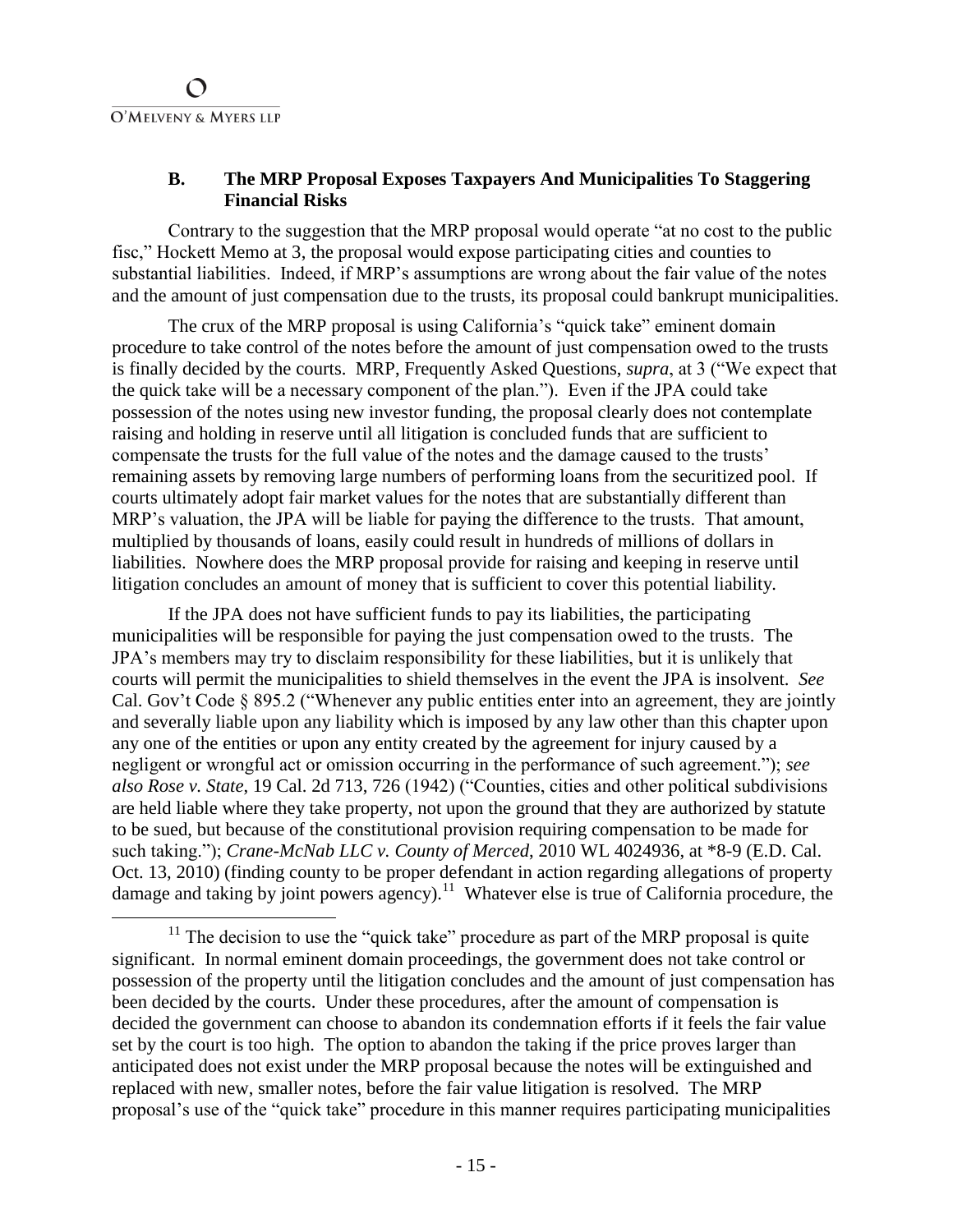### B. The MRP Proposal Exposes Taxpayers And Municipalities To Staggering Financial Risks

Contrary to the suggestion that the MRP proposal would operate "at no cost to the public fisc," Hockett Memo at 3, the proposal would expose participating cities and counties to substantial liabilities. Indeed, if MRP's assumptions are wrong about the fair value of the notes and the amount of just compensation due to the trusts, its proposal could bankrupt municipalities.

The crux of the MRP proposal is using California's "quick take" eminent domain procedure to take control of the notes before the amount of just compensation owed to the trusts is finally decided by the courts. MRP, Frequently Asked Questions, *supra*, at 3 ("We expect that the quick take will be a necessary component of the plan."). Even if the JPA could take possession of the notes using new investor funding, the proposal clearly does not contemplate raising and holding in reserve until all litigation is concluded funds that are sufficient to compensate the trusts for the full value of the notes and the damage caused to the trusts' remaining assets by removing large numbers of performing loans from the securitized pool. If courts ultimately adopt fair market values for the notes that are substantially different than MRP's valuation, the JPA will be liable for paying the difference to the trusts. That amount, multiplied by thousands of loans, easily could result in hundreds of millions of dollars in liabilities. Nowhere does the MRP proposal provide for raising and keeping in reserve until litigation concludes an amount of money that is sufficient to cover this potential liability.

If the JPA does not have sufficient funds to pay its liabilities, the participating municipalities will be responsible for paying the just compensation owed to the trusts. The JPA's members may try to disclaim responsibility for these liabilities, but it is unlikely that courts will permit the municipalities to shield themselves in the event the JPA is insolvent. *See* Cal. Gov't Code § 895.2 ("Whenever any public entities enter into an agreement, they are jointly and severally liable upon any liability which is imposed by any law other than this chapter upon any one of the entities or upon any entity created by the agreement for injury caused by a negligent or wrongful act or omission occurring in the performance of such agreement."); *see also Rose v. State*, 19 Cal. 2d 713, 726 (1942) ("Counties, cities and other political subdivisions are held liable where they take property, not upon the ground that they are authorized by statute to be sued, but because of the constitutional provision requiring compensation to be made for such taking."); *Crane-McNab LLC v. County of Merced*, 2010 WL 4024936, at *8-9 (E.D. Cal. Oct. 13, 2010) (finding county to be proper defendant in action regarding allegations of property damage and taking by joint powers agency).[11] Whatever else is true of California procedure, the

[11] The decision to use the "quick take" procedure as part of the MRP proposal is quite significant. In normal eminent domain proceedings, the government does not take control or possession of the property until the litigation concludes and the amount of just compensation has been decided by the courts. Under these procedures, after the amount of compensation is decided the government can choose to abandon its condemnation efforts if it feels the fair value set by the court is too high. The option to abandon the taking if the price proves larger than anticipated does not exist under the MRP proposal because the notes will be extinguished and replaced with new, smaller notes, before the fair value litigation is resolved. The MRP proposal's use of the "quick take" procedure in this manner requires participating municipalities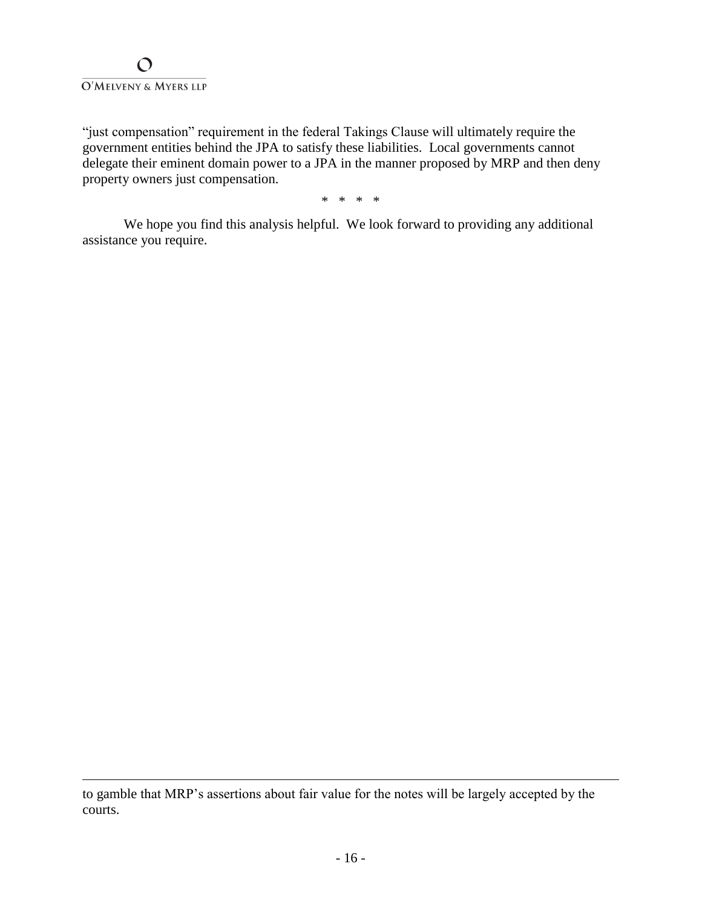"just compensation" requirement in the federal Takings Clause will ultimately require the government entities behind the JPA to satisfy these liabilities. Local governments cannot delegate their eminent domain power to a JPA in the manner proposed by MRP and then deny property owners just compensation.

\* \* \* \*

We hope you find this analysis helpful. We look forward to providing any additional assistance you require.

---

to gamble that MRP's assertions about fair value for the notes will be largely accepted by the courts.